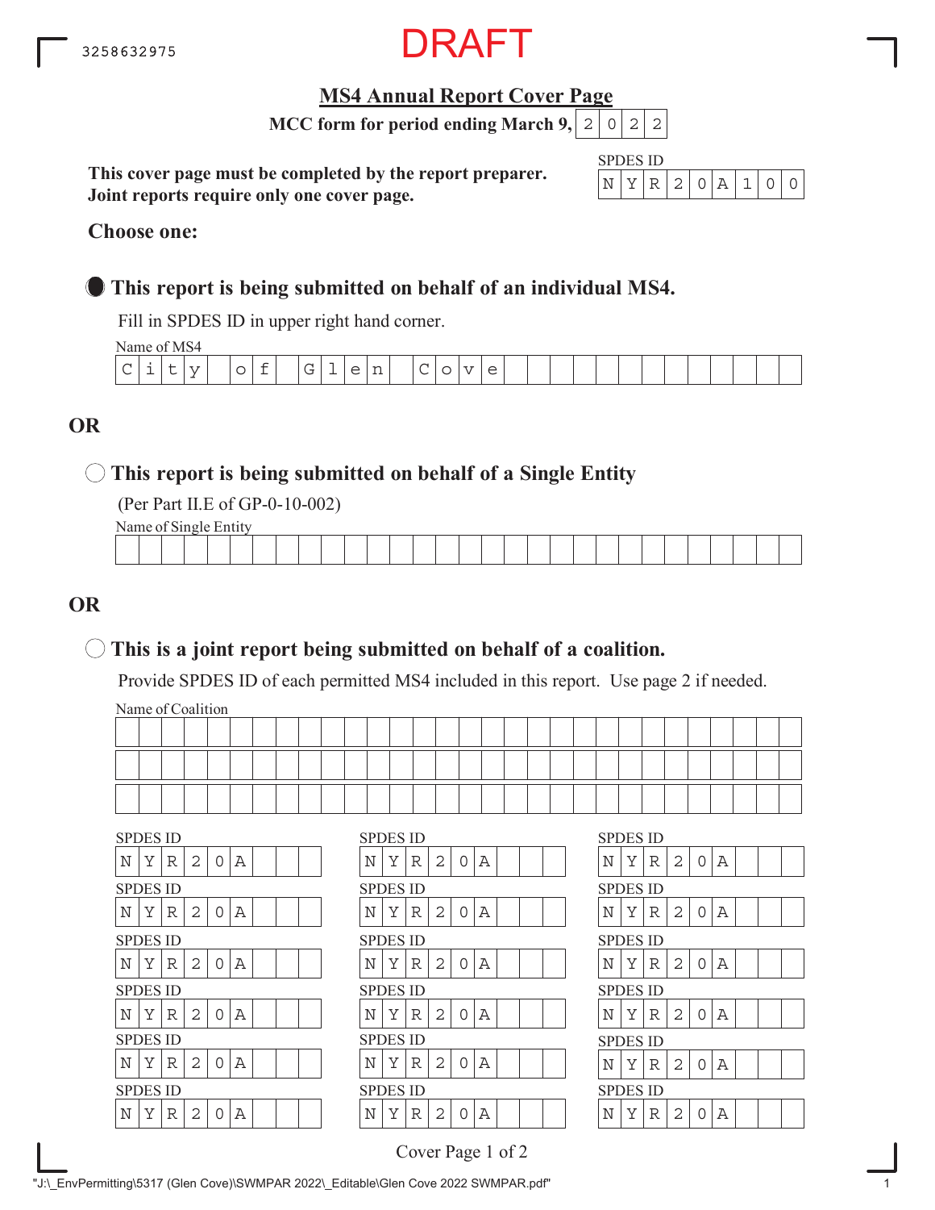3258632975

DRAFT

# MS4 Annual Report Cover Page

**MCC form for period ending March 9, 2022**

**This cover page must be completed by the report preparer.**
**Joint reports require only one cover page.**

SPDES ID: NYR20A100

**Choose one:**

● **This report is being submitted on behalf of an individual MS4.**

Fill in SPDES ID in upper right hand corner.

Name of MS4: City of Glen Cove

**OR**

○ **This report is being submitted on behalf of a Single Entity**

(Per Part II.E of GP-0-10-002)

Name of Single Entity:

**OR**

○ **This is a joint report being submitted on behalf of a coalition.**

Provide SPDES ID of each permitted MS4 included in this report. Use page 2 if needed.

Name of Coalition:

| SPDES ID | SPDES ID | SPDES ID |
|---|---|---|
| NYR20A | NYR20A | NYR20A |
| NYR20A | NYR20A | NYR20A |
| NYR20A | NYR20A | NYR20A |
| NYR20A | NYR20A | NYR20A |
| NYR20A | NYR20A | NYR20A |
| NYR20A | NYR20A | NYR20A |

"J:\_EnvPermitting\5317 (Glen Cove)\SWMPAR 2022\_Editable\Glen Cove 2022 SWMPAR.pdf"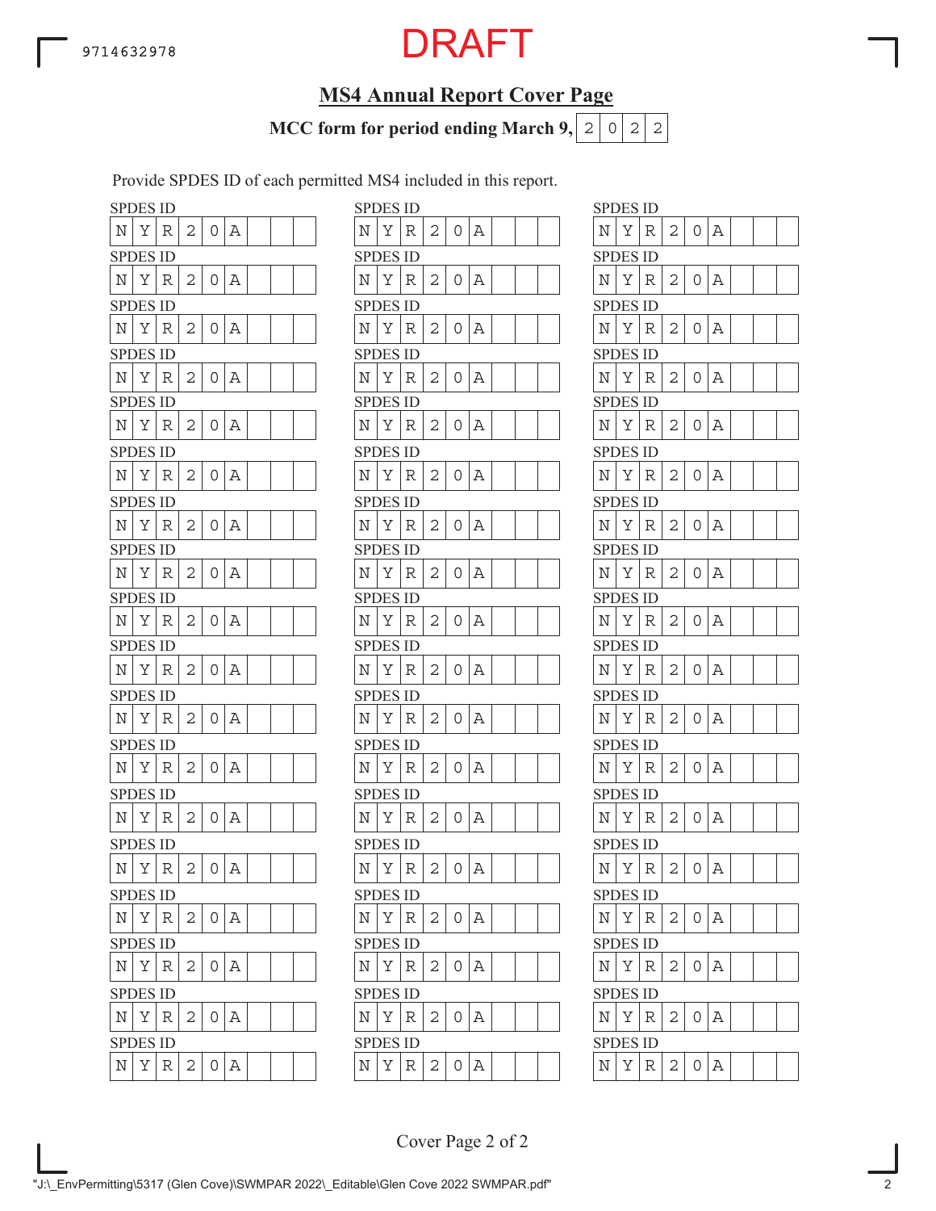DRAFT

## MS4 Annual Report Cover Page

**MCC form for period ending March 9, 2022**

Provide SPDES ID of each permitted MS4 included in this report.

| SPDES ID | SPDES ID | SPDES ID |
|---|---|---|
| NYR20A | NYR20A | NYR20A |
| NYR20A | NYR20A | NYR20A |
| NYR20A | NYR20A | NYR20A |
| NYR20A | NYR20A | NYR20A |
| NYR20A | NYR20A | NYR20A |
| NYR20A | NYR20A | NYR20A |
| NYR20A | NYR20A | NYR20A |
| NYR20A | NYR20A | NYR20A |
| NYR20A | NYR20A | NYR20A |
| NYR20A | NYR20A | NYR20A |
| NYR20A | NYR20A | NYR20A |
| NYR20A | NYR20A | NYR20A |
| NYR20A | NYR20A | NYR20A |
| NYR20A | NYR20A | NYR20A |
| NYR20A | NYR20A | NYR20A |
| NYR20A | NYR20A | NYR20A |
| NYR20A | NYR20A | NYR20A |
| NYR20A | NYR20A | NYR20A |

Cover Page 2 of 2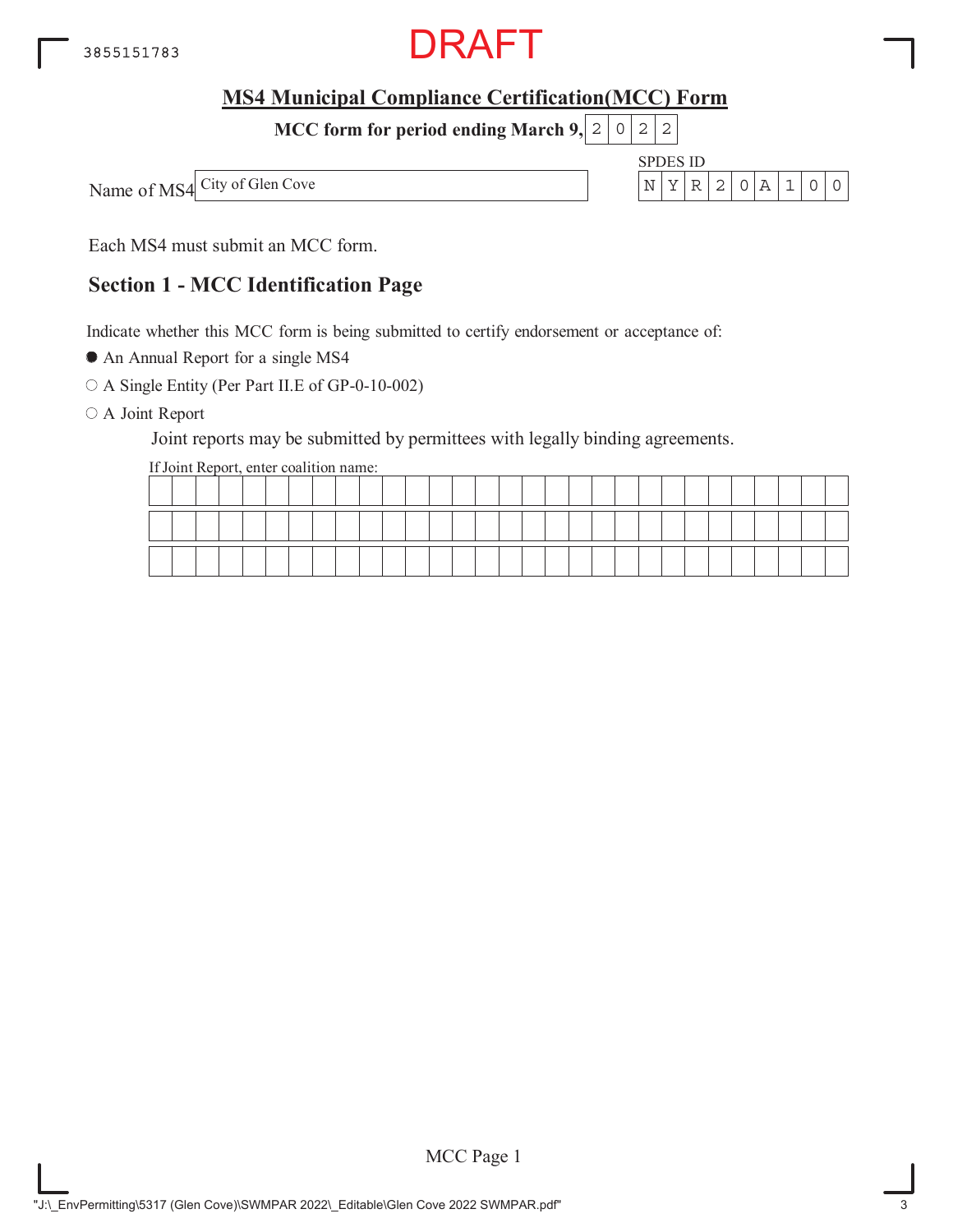DRAFT

## MS4 Municipal Compliance Certification(MCC) Form

**MCC form for period ending March 9, 2022**

Name of MS4: City of Glen Cove

SPDES ID: NYR20A100

Each MS4 must submit an MCC form.

## Section 1 - MCC Identification Page

Indicate whether this MCC form is being submitted to certify endorsement or acceptance of:

- ● An Annual Report for a single MS4
- ○ A Single Entity (Per Part II.E of GP-0-10-002)
- ○ A Joint Report

  Joint reports may be submitted by permittees with legally binding agreements.

  If Joint Report, enter coalition name: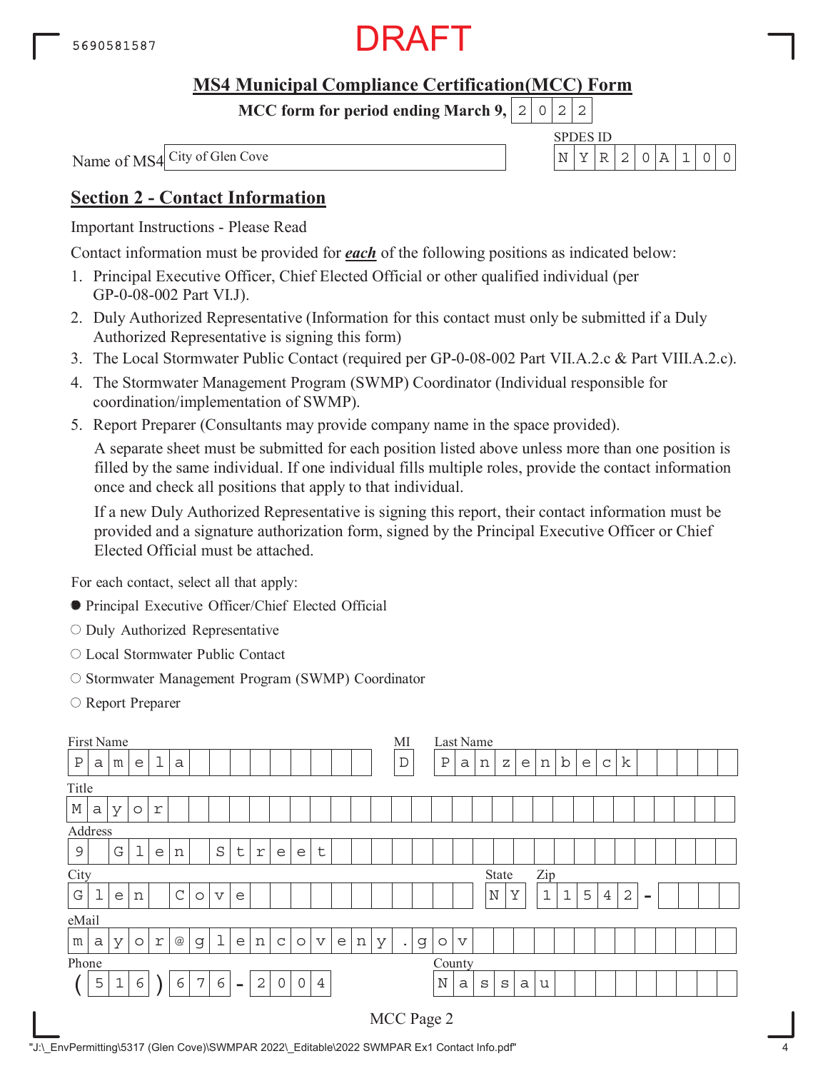5690581587

DRAFT

## MS4 Municipal Compliance Certification(MCC) Form

**MCC form for period ending March 9, 2022**

Name of MS4: City of Glen Cove

SPDES ID: NYR20A100

## Section 2 - Contact Information

Important Instructions - Please Read

Contact information must be provided for ***each*** of the following positions as indicated below:

1. Principal Executive Officer, Chief Elected Official or other qualified individual (per GP-0-08-002 Part VI.J).
2. Duly Authorized Representative (Information for this contact must only be submitted if a Duly Authorized Representative is signing this form)
3. The Local Stormwater Public Contact (required per GP-0-08-002 Part VII.A.2.c & Part VIII.A.2.c).
4. The Stormwater Management Program (SWMP) Coordinator (Individual responsible for coordination/implementation of SWMP).
5. Report Preparer (Consultants may provide company name in the space provided).

   A separate sheet must be submitted for each position listed above unless more than one position is filled by the same individual. If one individual fills multiple roles, provide the contact information once and check all positions that apply to that individual.

   If a new Duly Authorized Representative is signing this report, their contact information must be provided and a signature authorization form, signed by the Principal Executive Officer or Chief Elected Official must be attached.

For each contact, select all that apply:

- ● Principal Executive Officer/Chief Elected Official
- ○ Duly Authorized Representative
- ○ Local Stormwater Public Contact
- ○ Stormwater Management Program (SWMP) Coordinator
- ○ Report Preparer

| Field | Value |
|---|---|
| First Name | Pamela |
| MI | D |
| Last Name | Panzenbeck |
| Title | Mayor |
| Address | 9 Glen Street |
| City | Glen Cove |
| State | NY |
| Zip | 11542 - |
| eMail | mayor@glencoveny.gov |
| Phone | (516) 676-2004 |
| County | Nassau |

MCC Page 2

"J:\_EnvPermitting\5317 (Glen Cove)\SWMPAR 2022\_Editable\2022 SWMPAR Ex1 Contact Info.pdf"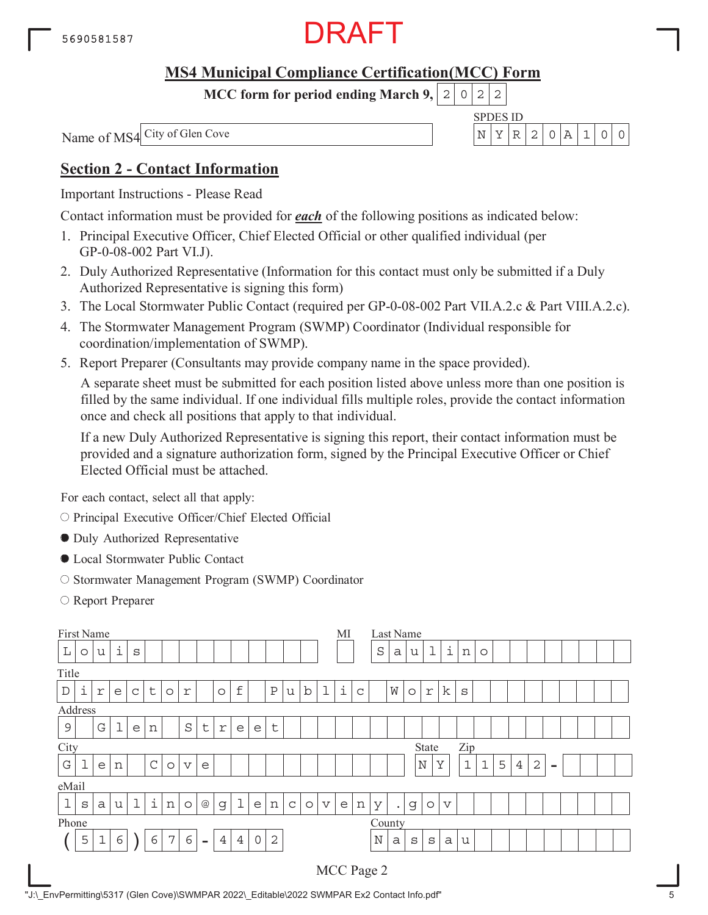5690581587

DRAFT

## MS4 Municipal Compliance Certification(MCC) Form

**MCC form for period ending March 9, 2022**

Name of MS4: City of Glen Cove

SPDES ID: NYR20A100

## Section 2 - Contact Information

Important Instructions - Please Read

Contact information must be provided for ***each*** of the following positions as indicated below:

1. Principal Executive Officer, Chief Elected Official or other qualified individual (per GP-0-08-002 Part VI.J).
2. Duly Authorized Representative (Information for this contact must only be submitted if a Duly Authorized Representative is signing this form)
3. The Local Stormwater Public Contact (required per GP-0-08-002 Part VII.A.2.c & Part VIII.A.2.c).
4. The Stormwater Management Program (SWMP) Coordinator (Individual responsible for coordination/implementation of SWMP).
5. Report Preparer (Consultants may provide company name in the space provided).

   A separate sheet must be submitted for each position listed above unless more than one position is filled by the same individual. If one individual fills multiple roles, provide the contact information once and check all positions that apply to that individual.

   If a new Duly Authorized Representative is signing this report, their contact information must be provided and a signature authorization form, signed by the Principal Executive Officer or Chief Elected Official must be attached.

For each contact, select all that apply:

- ○ Principal Executive Officer/Chief Elected Official
- ● Duly Authorized Representative
- ● Local Stormwater Public Contact
- ○ Stormwater Management Program (SWMP) Coordinator
- ○ Report Preparer

| Field | Value |
|---|---|
| First Name | Louis |
| MI | |
| Last Name | Saulino |
| Title | Director of Public Works |
| Address | 9 Glen Street |
| City | Glen Cove |
| State | NY |
| Zip | 11542- |
| eMail | lsaulino@glencoveny.gov |
| Phone | (516) 676-4402 |
| County | Nassau |

MCC Page 2

"J:\_EnvPermitting\5317 (Glen Cove)\SWMPAR 2022\_Editable\2022 SWMPAR Ex2 Contact Info.pdf"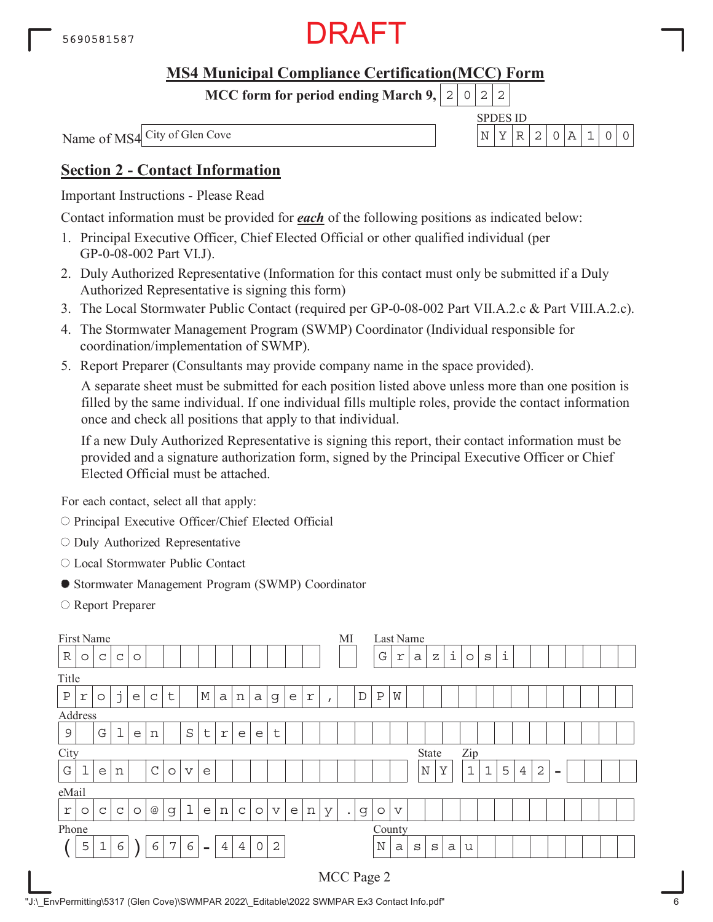DRAFT

# MS4 Municipal Compliance Certification(MCC) Form

**MCC form for period ending March 9, 2022**

Name of MS4: City of Glen Cove

SPDES ID: NYR20A100

## Section 2 - Contact Information

Important Instructions - Please Read

Contact information must be provided for ***each*** of the following positions as indicated below:

1. Principal Executive Officer, Chief Elected Official or other qualified individual (per GP-0-08-002 Part VI.J).
2. Duly Authorized Representative (Information for this contact must only be submitted if a Duly Authorized Representative is signing this form)
3. The Local Stormwater Public Contact (required per GP-0-08-002 Part VII.A.2.c & Part VIII.A.2.c).
4. The Stormwater Management Program (SWMP) Coordinator (Individual responsible for coordination/implementation of SWMP).
5. Report Preparer (Consultants may provide company name in the space provided).

   A separate sheet must be submitted for each position listed above unless more than one position is filled by the same individual. If one individual fills multiple roles, provide the contact information once and check all positions that apply to that individual.

   If a new Duly Authorized Representative is signing this report, their contact information must be provided and a signature authorization form, signed by the Principal Executive Officer or Chief Elected Official must be attached.

For each contact, select all that apply:

- ○ Principal Executive Officer/Chief Elected Official
- ○ Duly Authorized Representative
- ○ Local Stormwater Public Contact
- ● Stormwater Management Program (SWMP) Coordinator
- ○ Report Preparer

| Field | Value |
|---|---|
| First Name | Rocco |
| MI | |
| Last Name | Graziosi |
| Title | Project Manager, DPW |
| Address | 9 Glen Street |
| City | Glen Cove |
| State | NY |
| Zip | 11542- |
| eMail | rocco@glencoveny.gov |
| Phone | (516) 676-4402 |
| County | Nassau |

MCC Page 2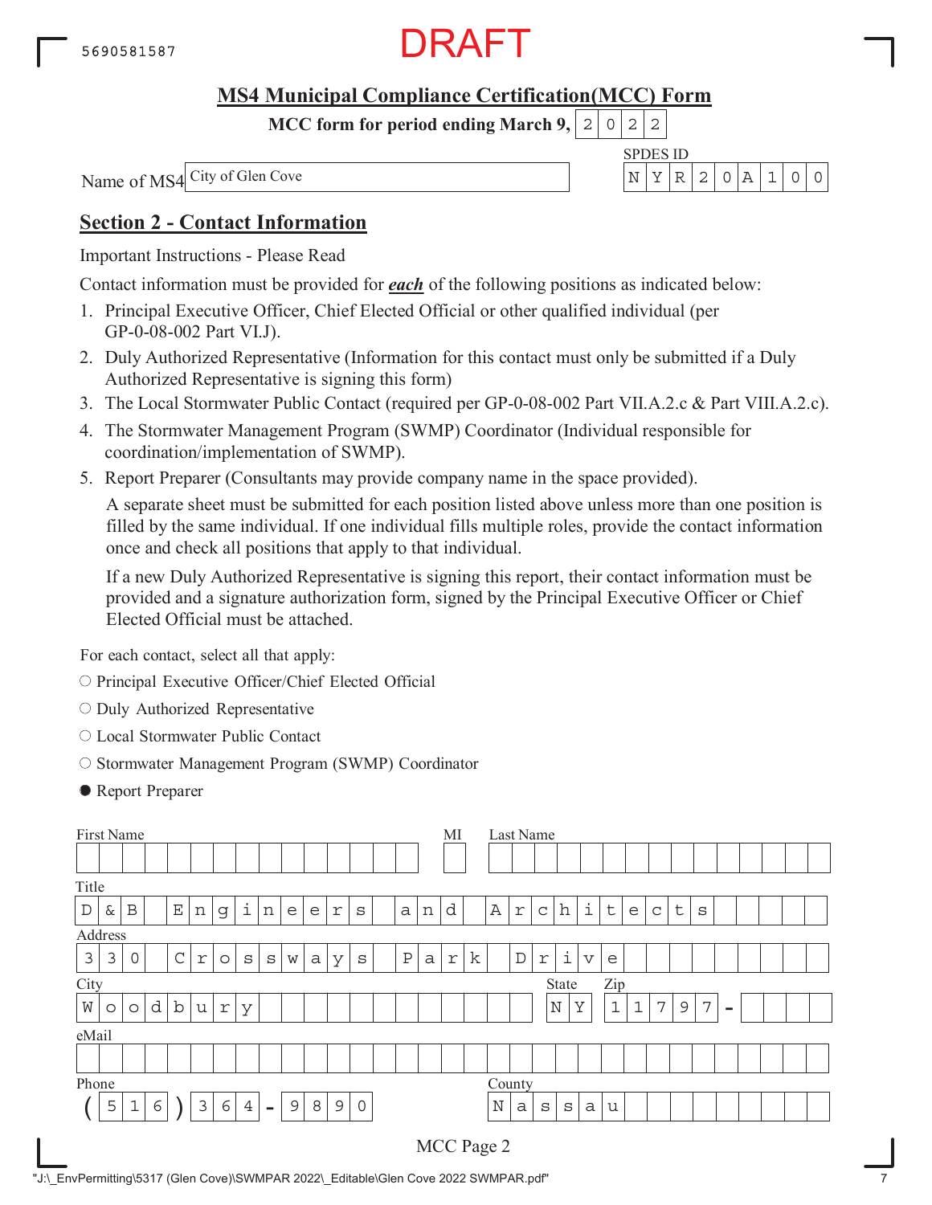5690581587

DRAFT

## MS4 Municipal Compliance Certification(MCC) Form

**MCC form for period ending March 9, 2022**

Name of MS4: City of Glen Cove

SPDES ID: NYR20A100

## Section 2 - Contact Information

Important Instructions - Please Read

Contact information must be provided for ***each*** of the following positions as indicated below:

1. Principal Executive Officer, Chief Elected Official or other qualified individual (per GP-0-08-002 Part VI.J).
2. Duly Authorized Representative (Information for this contact must only be submitted if a Duly Authorized Representative is signing this form)
3. The Local Stormwater Public Contact (required per GP-0-08-002 Part VII.A.2.c & Part VIII.A.2.c).
4. The Stormwater Management Program (SWMP) Coordinator (Individual responsible for coordination/implementation of SWMP).
5. Report Preparer (Consultants may provide company name in the space provided).

   A separate sheet must be submitted for each position listed above unless more than one position is filled by the same individual. If one individual fills multiple roles, provide the contact information once and check all positions that apply to that individual.

   If a new Duly Authorized Representative is signing this report, their contact information must be provided and a signature authorization form, signed by the Principal Executive Officer or Chief Elected Official must be attached.

For each contact, select all that apply:

- ○ Principal Executive Officer/Chief Elected Official
- ○ Duly Authorized Representative
- ○ Local Stormwater Public Contact
- ○ Stormwater Management Program (SWMP) Coordinator
- ● Report Preparer

| Field | Value |
|---|---|
| First Name | |
| MI | |
| Last Name | |
| Title | D & B Engineers and Architects |
| Address | 330 Crossways Park Drive |
| City | Woodbury |
| State | NY |
| Zip | 11797- |
| eMail | |
| Phone | (516) 364-9890 |
| County | Nassau |

MCC Page 2

"J:\_EnvPermitting\5317 (Glen Cove)\SWMPAR 2022\_Editable\Glen Cove 2022 SWMPAR.pdf"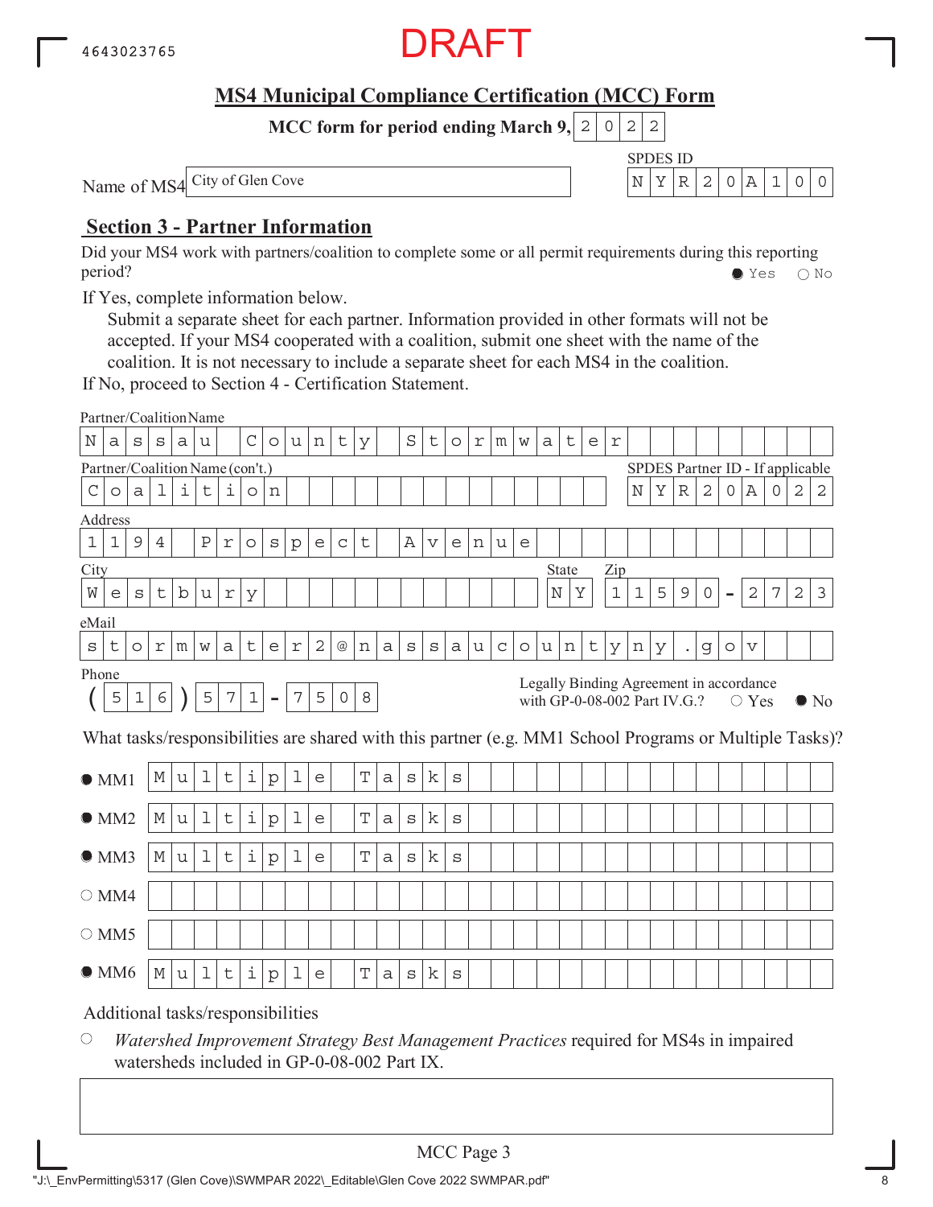4643023765

DRAFT

# MS4 Municipal Compliance Certification (MCC) Form

**MCC form for period ending March 9, 2022**

Name of MS4: City of Glen Cove

SPDES ID: NYR20A100

## Section 3 - Partner Information

Did your MS4 work with partners/coalition to complete some or all permit requirements during this reporting period? ● Yes ○ No

If Yes, complete information below.

Submit a separate sheet for each partner. Information provided in other formats will not be accepted. If your MS4 cooperated with a coalition, submit one sheet with the name of the coalition. It is not necessary to include a separate sheet for each MS4 in the coalition.

If No, proceed to Section 4 - Certification Statement.

Partner/Coalition Name: Nassau County Stormwater

Partner/Coalition Name (con't.): Coalition

SPDES Partner ID - If applicable: NYR20A022

Address: 1194 Prospect Avenue

City: Westbury

State: NY

Zip: 11590-2723

eMail: stormwater2@nassaucountyny.gov

Phone: (516) 571-7508

Legally Binding Agreement in accordance with GP-0-08-002 Part IV.G.? ○ Yes ● No

What tasks/responsibilities are shared with this partner (e.g. MM1 School Programs or Multiple Tasks)?

- ● MM1: Multiple Tasks
- ● MM2: Multiple Tasks
- ● MM3: Multiple Tasks
- ○ MM4:
- ○ MM5:
- ● MM6: Multiple Tasks

Additional tasks/responsibilities

○ *Watershed Improvement Strategy Best Management Practices* required for MS4s in impaired watersheds included in GP-0-08-002 Part IX.

MCC Page 3

"J:\_EnvPermitting\5317 (Glen Cove)\SWMPAR 2022\_Editable\Glen Cove 2022 SWMPAR.pdf"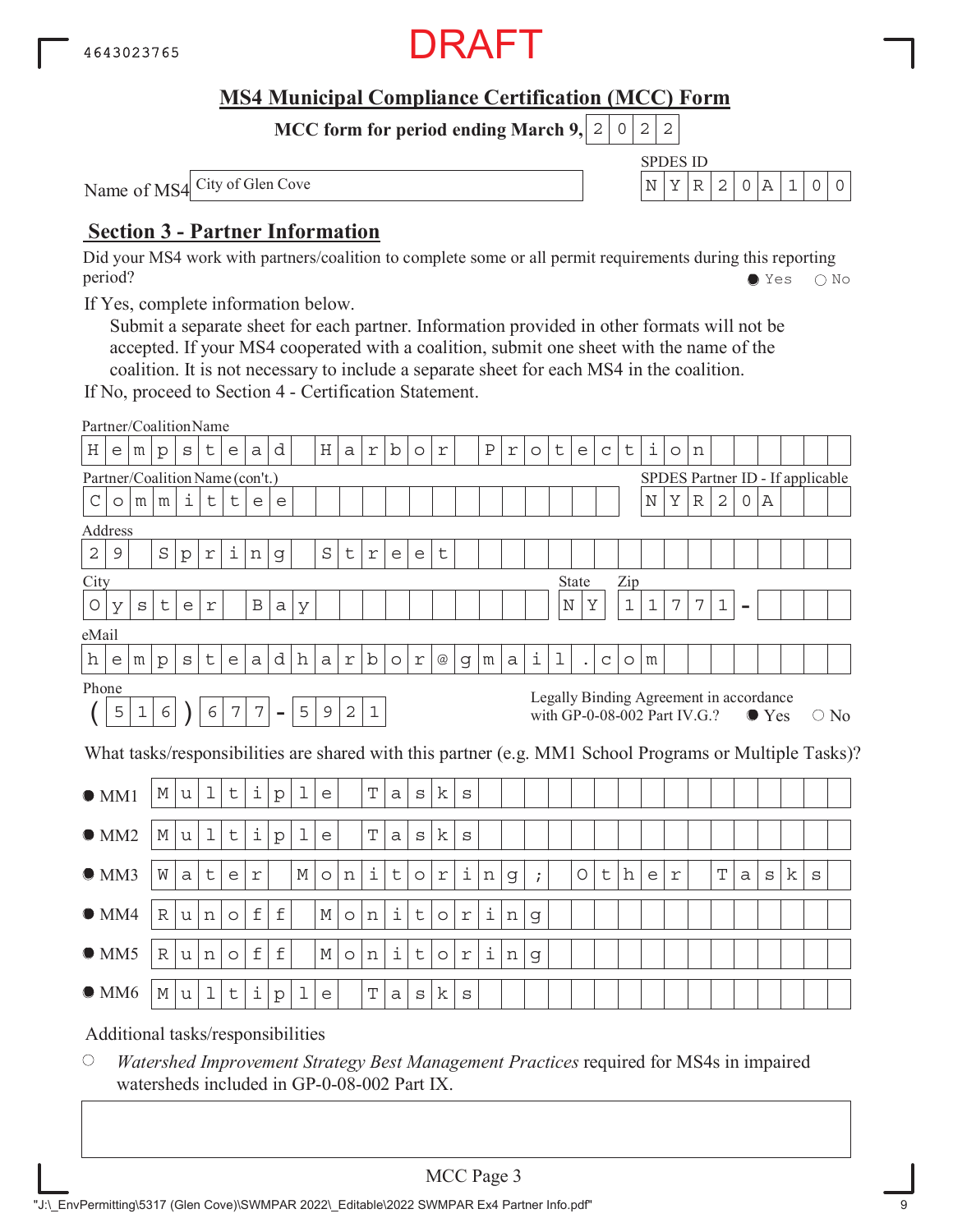4643023765

DRAFT

## MS4 Municipal Compliance Certification (MCC) Form

**MCC form for period ending March 9, 2022**

Name of MS4: City of Glen Cove

SPDES ID: NYR20A100

## Section 3 - Partner Information

Did your MS4 work with partners/coalition to complete some or all permit requirements during this reporting period? ● Yes ○ No

If Yes, complete information below.

Submit a separate sheet for each partner. Information provided in other formats will not be accepted. If your MS4 cooperated with a coalition, submit one sheet with the name of the coalition. It is not necessary to include a separate sheet for each MS4 in the coalition.

If No, proceed to Section 4 - Certification Statement.

Partner/Coalition Name: Hempstead Harbor Protection

Partner/Coalition Name (con't.): Committee

SPDES Partner ID - If applicable: NYR20A

Address: 29 Spring Street

City: Oyster Bay

State: NY

Zip: 11771-

eMail: hempsteadharbor@gmail.com

Phone: (516) 677-5921

Legally Binding Agreement in accordance with GP-0-08-002 Part IV.G.? ● Yes ○ No

What tasks/responsibilities are shared with this partner (e.g. MM1 School Programs or Multiple Tasks)?

- ● MM1: Multiple Tasks
- ● MM2: Multiple Tasks
- ● MM3: Water Monitoring; Other Tasks
- ● MM4: Runoff Monitoring
- ● MM5: Runoff Monitoring
- ● MM6: Multiple Tasks

Additional tasks/responsibilities

○ *Watershed Improvement Strategy Best Management Practices* required for MS4s in impaired watersheds included in GP-0-08-002 Part IX.

MCC Page 3

"J:\_EnvPermitting\5317 (Glen Cove)\SWMPAR 2022\_Editable\2022 SWMPAR Ex4 Partner Info.pdf"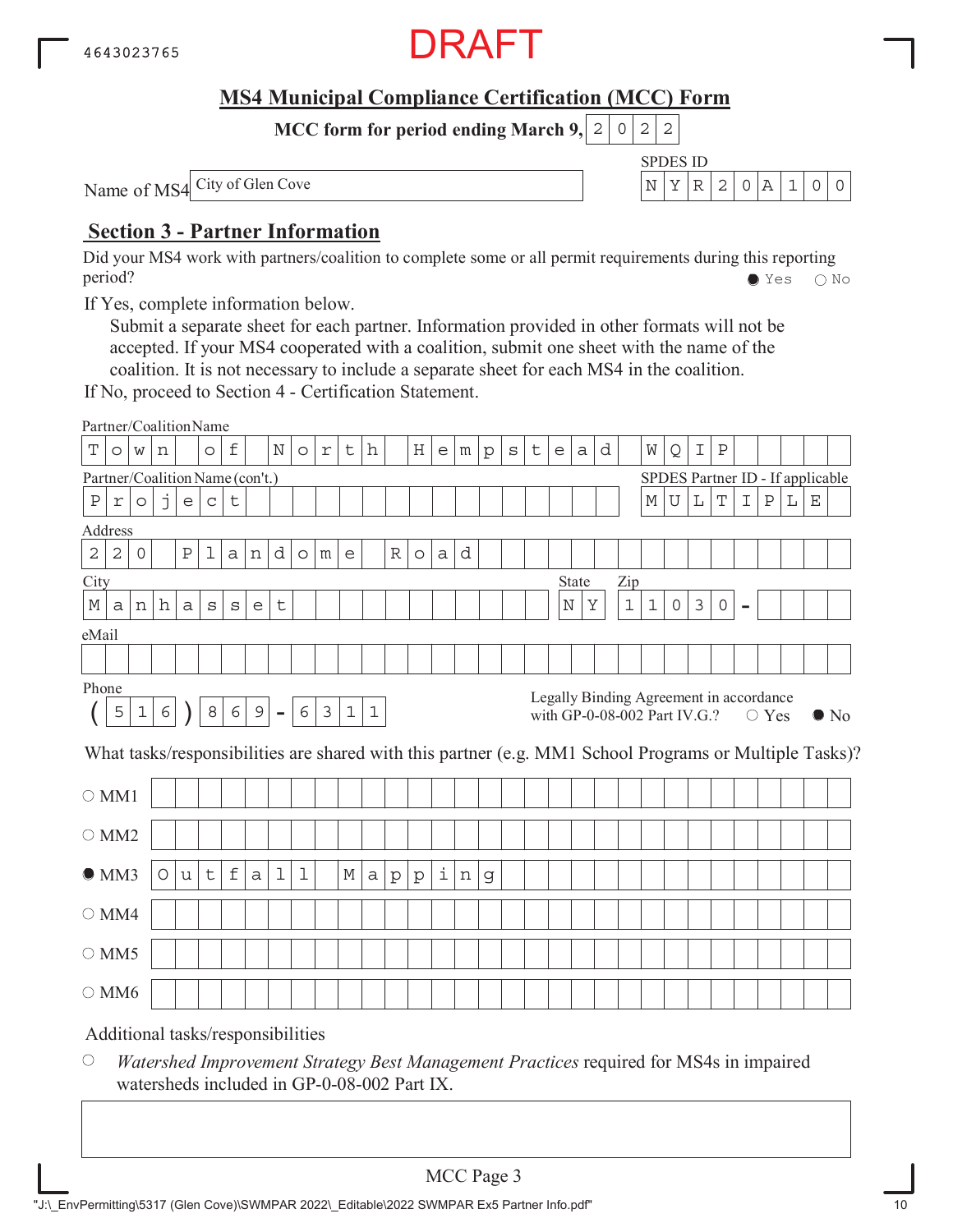4643023765

DRAFT

## MS4 Municipal Compliance Certification (MCC) Form

**MCC form for period ending March 9, 2022**

Name of MS4: City of Glen Cove

SPDES ID: NYR20A100

## Section 3 - Partner Information

Did your MS4 work with partners/coalition to complete some or all permit requirements during this reporting period? ● Yes ○ No

If Yes, complete information below.

Submit a separate sheet for each partner. Information provided in other formats will not be accepted. If your MS4 cooperated with a coalition, submit one sheet with the name of the coalition. It is not necessary to include a separate sheet for each MS4 in the coalition.

If No, proceed to Section 4 - Certification Statement.

Partner/Coalition Name: Town of North Hempstead WQIP

Partner/Coalition Name (con't.): Project

SPDES Partner ID - If applicable: MULTIPLE

Address: 220 Plandome Road

City: Manhasset

State: NY

Zip: 11030 -

eMail:

Phone: (516) 869 - 6311

Legally Binding Agreement in accordance with GP-0-08-002 Part IV.G.? ○ Yes ● No

What tasks/responsibilities are shared with this partner (e.g. MM1 School Programs or Multiple Tasks)?

○ MM1

○ MM2

● MM3 Outfall Mapping

○ MM4

○ MM5

○ MM6

Additional tasks/responsibilities

○ *Watershed Improvement Strategy Best Management Practices* required for MS4s in impaired watersheds included in GP-0-08-002 Part IX.

MCC Page 3

"J:\_EnvPermitting\5317 (Glen Cove)\SWMPAR 2022\_Editable\2022 SWMPAR Ex5 Partner Info.pdf"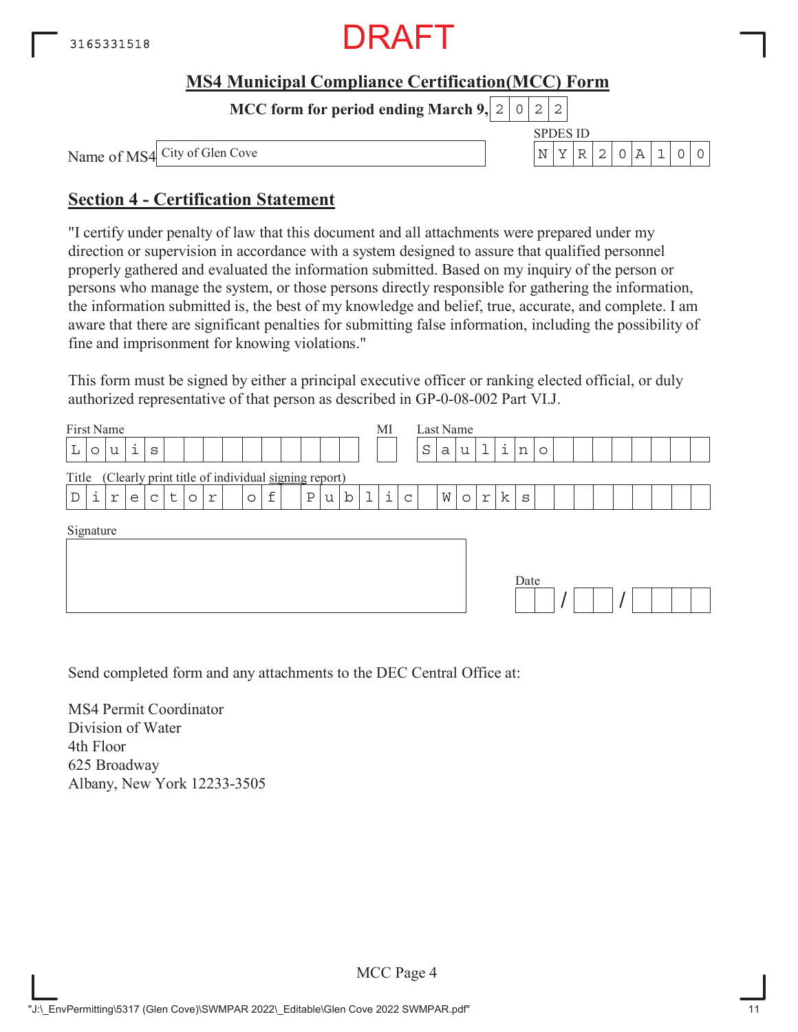3165331518

DRAFT

## MS4 Municipal Compliance Certification(MCC) Form

**MCC form for period ending March 9, 2022**

Name of MS4: City of Glen Cove

SPDES ID: NYR20A100

## Section 4 - Certification Statement

"I certify under penalty of law that this document and all attachments were prepared under my direction or supervision in accordance with a system designed to assure that qualified personnel properly gathered and evaluated the information submitted. Based on my inquiry of the person or persons who manage the system, or those persons directly responsible for gathering the information, the information submitted is, the best of my knowledge and belief, true, accurate, and complete. I am aware that there are significant penalties for submitting false information, including the possibility of fine and imprisonment for knowing violations."

This form must be signed by either a principal executive officer or ranking elected official, or duly authorized representative of that person as described in GP-0-08-002 Part VI.J.

| First Name | MI | Last Name |
|---|---|---|
| Louis | | Saulino |

Title (Clearly print title of individual signing report): Director of Public Works

Signature: 

Date: / /

Send completed form and any attachments to the DEC Central Office at:

MS4 Permit Coordinator
Division of Water
4th Floor
625 Broadway
Albany, New York 12233-3505

MCC Page 4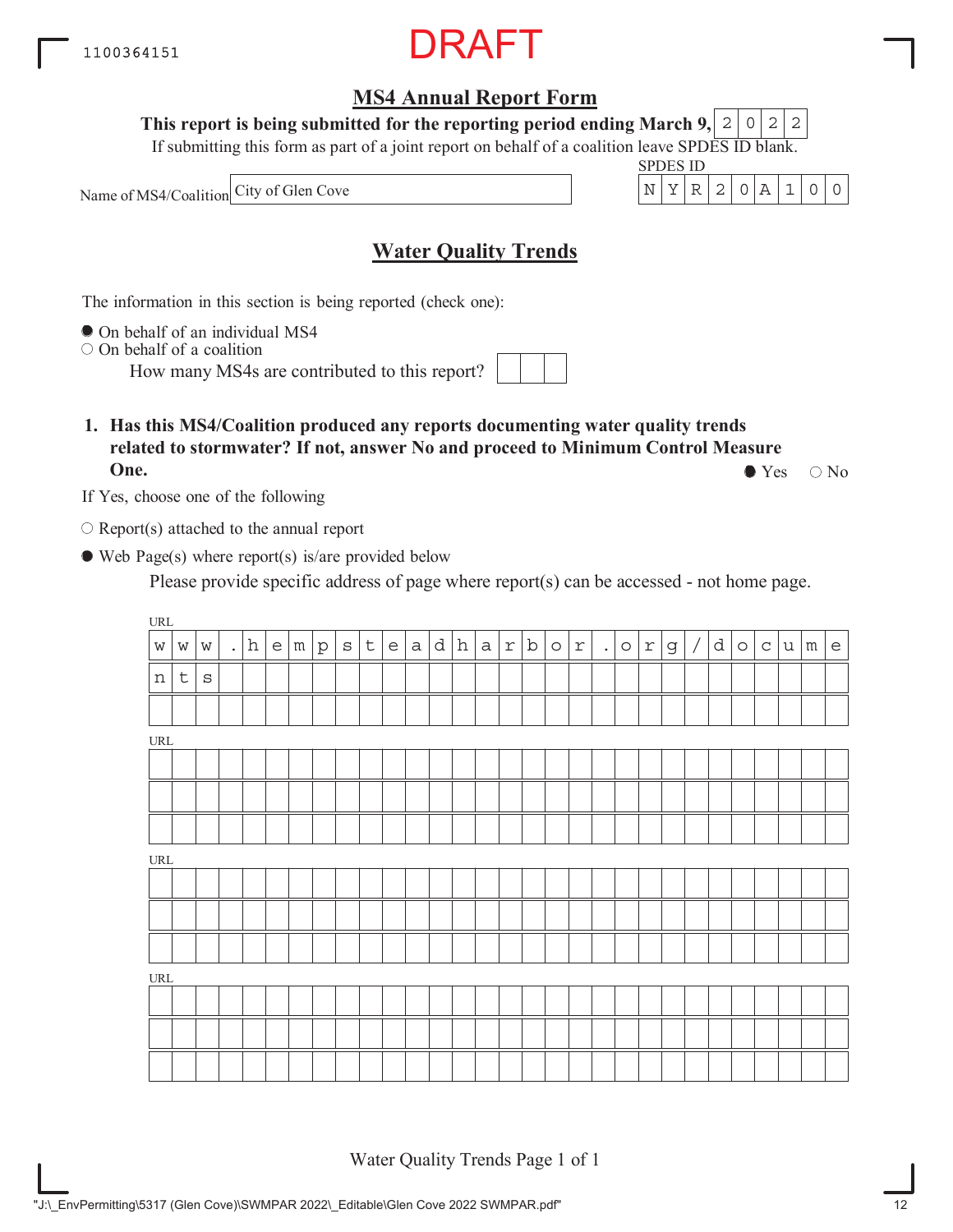1100364151

DRAFT

# MS4 Annual Report Form

**This report is being submitted for the reporting period ending March 9, 2022**

If submitting this form as part of a joint report on behalf of a coalition leave SPDES ID blank.

Name of MS4/Coalition: City of Glen Cove

SPDES ID: NYR20A100

## Water Quality Trends

The information in this section is being reported (check one):

- ● On behalf of an individual MS4
- ○ On behalf of a coalition
  - How many MS4s are contributed to this report?

**1. Has this MS4/Coalition produced any reports documenting water quality trends related to stormwater? If not, answer No and proceed to Minimum Control Measure One.** ● Yes ○ No

If Yes, choose one of the following

- ○ Report(s) attached to the annual report
- ● Web Page(s) where report(s) is/are provided below

Please provide specific address of page where report(s) can be accessed - not home page.

URL: www.hempsteadharbor.org/documents

URL:

URL:

URL:

"J:\_EnvPermitting\5317 (Glen Cove)\SWMPAR 2022\_Editable\Glen Cove 2022 SWMPAR.pdf"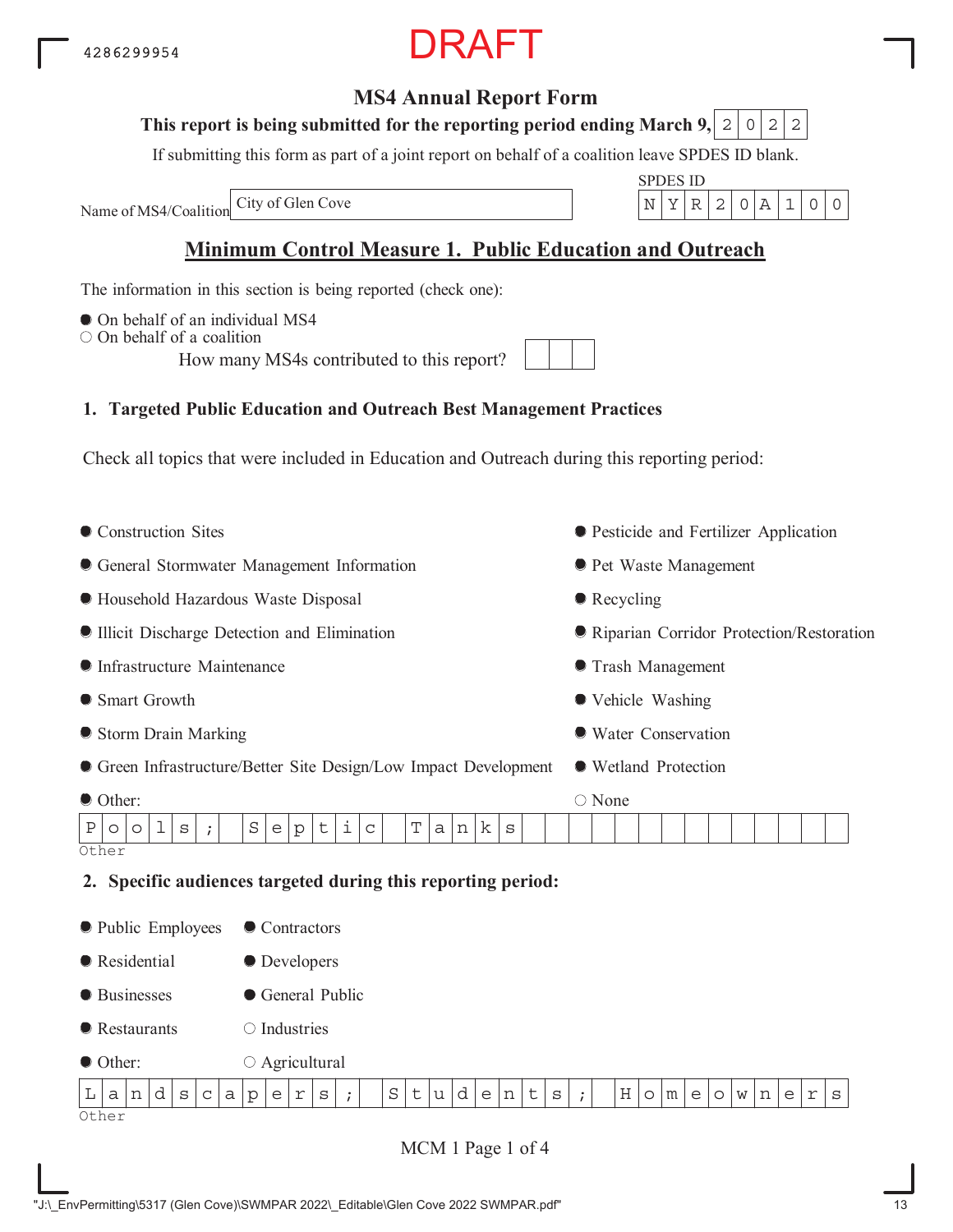4286299954

DRAFT

# MS4 Annual Report Form

**This report is being submitted for the reporting period ending March 9, 2022**

If submitting this form as part of a joint report on behalf of a coalition leave SPDES ID blank.

Name of MS4/Coalition: City of Glen Cove

SPDES ID: NYR20A100

## Minimum Control Measure 1. Public Education and Outreach

The information in this section is being reported (check one):

- ● On behalf of an individual MS4
- ○ On behalf of a coalition

How many MS4s contributed to this report?

### 1. Targeted Public Education and Outreach Best Management Practices

Check all topics that were included in Education and Outreach during this reporting period:

- ● Construction Sites
- ● General Stormwater Management Information
- ● Household Hazardous Waste Disposal
- ● Illicit Discharge Detection and Elimination
- ● Infrastructure Maintenance
- ● Smart Growth
- ● Storm Drain Marking
- ● Green Infrastructure/Better Site Design/Low Impact Development
- ● Other:
- ● Pesticide and Fertilizer Application
- ● Pet Waste Management
- ● Recycling
- ● Riparian Corridor Protection/Restoration
- ● Trash Management
- ● Vehicle Washing
- ● Water Conservation
- ● Wetland Protection
- ○ None

Other: Pools; Septic Tanks

### 2. Specific audiences targeted during this reporting period:

- ● Public Employees
- ● Residential
- ● Businesses
- ● Restaurants
- ● Other:
- ● Contractors
- ● Developers
- ● General Public
- ○ Industries
- ○ Agricultural

Other: Landscapers; Students; Homeowners

MCM 1 Page 1 of 4

"J:\_EnvPermitting\5317 (Glen Cove)\SWMPAR 2022\_Editable\Glen Cove 2022 SWMPAR.pdf"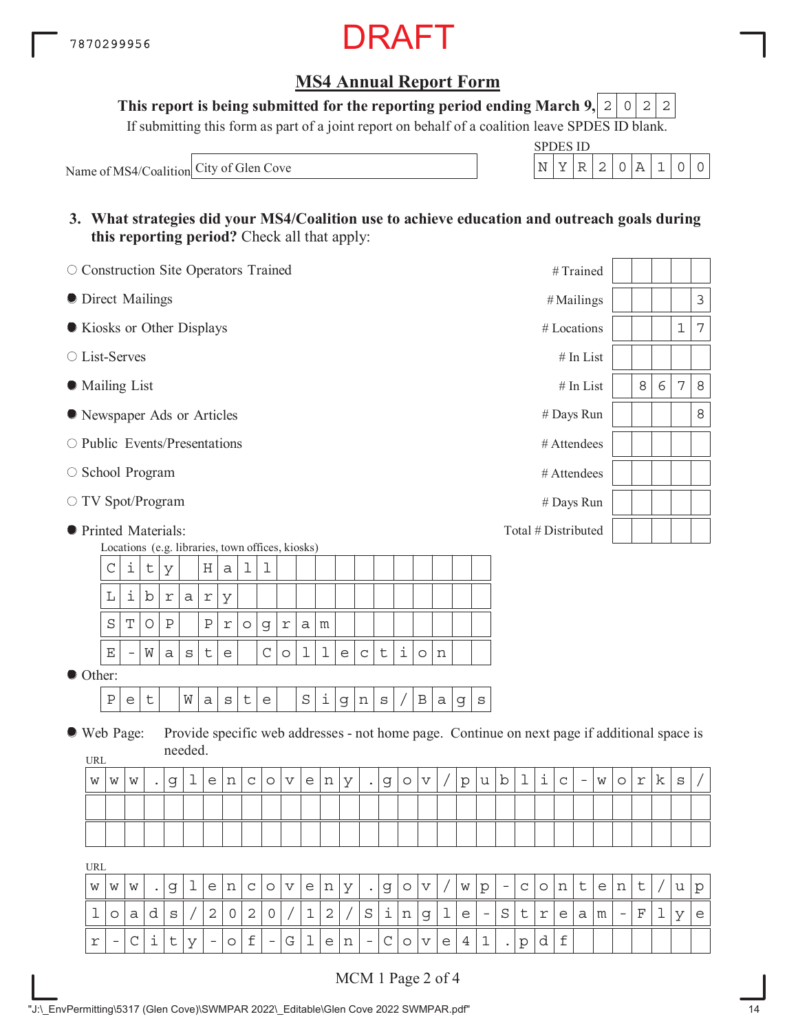DRAFT

## MS4 Annual Report Form

**This report is being submitted for the reporting period ending March 9, 2022**

If submitting this form as part of a joint report on behalf of a coalition leave SPDES ID blank.

Name of MS4/Coalition: City of Glen Cove

SPDES ID: NYR20A100

**3. What strategies did your MS4/Coalition use to achieve education and outreach goals during this reporting period?** Check all that apply:

| Selected | Strategy | Measure | Value |
|---|---|---|---|
| ○ | Construction Site Operators Trained | # Trained | |
| ● | Direct Mailings | # Mailings | 3 |
| ● | Kiosks or Other Displays | # Locations | 17 |
| ○ | List-Serves | # In List | |
| ● | Mailing List | # In List | 8678 |
| ● | Newspaper Ads or Articles | # Days Run | 8 |
| ○ | Public Events/Presentations | # Attendees | |
| ○ | School Program | # Attendees | |
| ○ | TV Spot/Program | # Days Run | |
| ● | Printed Materials: | Total # Distributed | |

Locations (e.g. libraries, town offices, kiosks)

- City Hall
- Library
- STOP Program
- E-Waste Collection

● Other:

- Pet Waste Signs/Bags

● Web Page: Provide specific web addresses - not home page. Continue on next page if additional space is needed.

URL: www.glencoveny.gov/public-works/

URL: www.glencoveny.gov/wp-content/uploads/2020/12/Single-Stream-Flyer-City-of-Glen-Cove41.pdf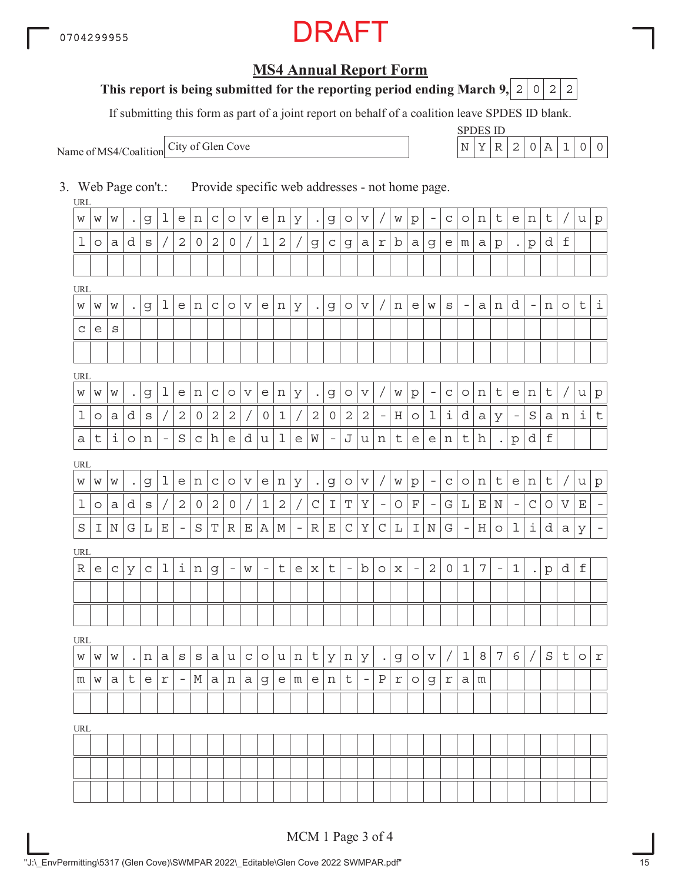0704299955

DRAFT

## MS4 Annual Report Form

**This report is being submitted for the reporting period ending March 9, 2022**

If submitting this form as part of a joint report on behalf of a coalition leave SPDES ID blank.

Name of MS4/Coalition: City of Glen Cove

SPDES ID: NYR20A100

3. Web Page con't.: Provide specific web addresses - not home page.

URL
www.glencoveny.gov/wp-content/uploads/2020/12/gcgarbagemap.pdf

URL
www.glencoveny.gov/news-and-notices

URL
www.glencoveny.gov/wp-content/uploads/2022/01/2022-Holiday-Sanitation-ScheduleW-Junteenth.pdf

URL
www.glencoveny.gov/wp-content/uploads/2020/12/CITY-OF-GLEN-COVE-SINGLE-STREAM-RECYCLING-Holiday-

URL
Recycling-w-text-box-2017-1.pdf

URL
www.nassaucountyny.gov/1876/Stormwater-Management-Program

URL

MCM 1 Page 3 of 4

"J:\_EnvPermitting\5317 (Glen Cove)\SWMPAR 2022\_Editable\Glen Cove 2022 SWMPAR.pdf"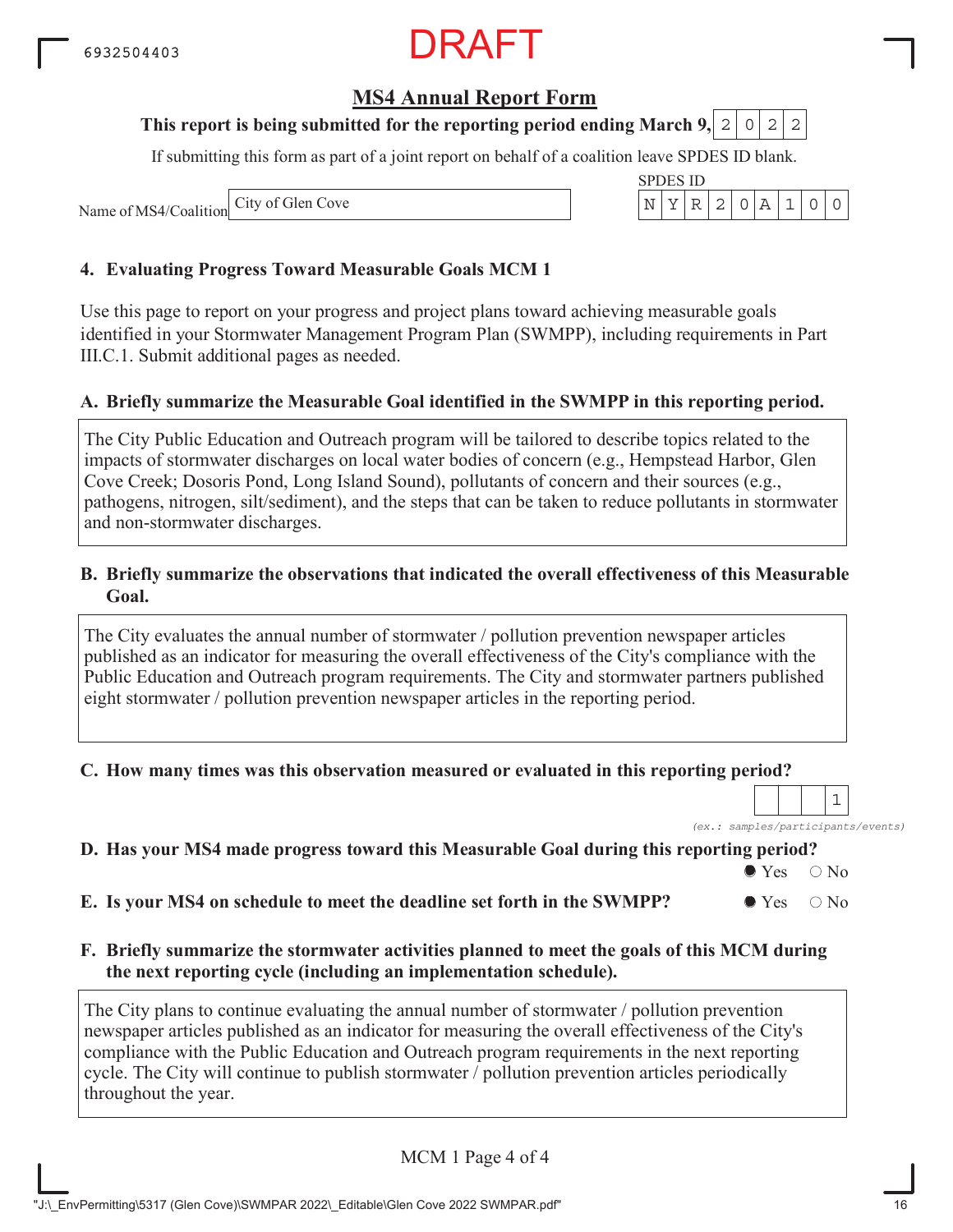DRAFT

## MS4 Annual Report Form

**This report is being submitted for the reporting period ending March 9, 2022**

If submitting this form as part of a joint report on behalf of a coalition leave SPDES ID blank.

Name of MS4/Coalition: City of Glen Cove

SPDES ID: NYR20A100

### 4. Evaluating Progress Toward Measurable Goals MCM 1

Use this page to report on your progress and project plans toward achieving measurable goals identified in your Stormwater Management Program Plan (SWMPP), including requirements in Part III.C.1. Submit additional pages as needed.

**A. Briefly summarize the Measurable Goal identified in the SWMPP in this reporting period.**

The City Public Education and Outreach program will be tailored to describe topics related to the impacts of stormwater discharges on local water bodies of concern (e.g., Hempstead Harbor, Glen Cove Creek; Dosoris Pond, Long Island Sound), pollutants of concern and their sources (e.g., pathogens, nitrogen, silt/sediment), and the steps that can be taken to reduce pollutants in stormwater and non-stormwater discharges.

**B. Briefly summarize the observations that indicated the overall effectiveness of this Measurable Goal.**

The City evaluates the annual number of stormwater / pollution prevention newspaper articles published as an indicator for measuring the overall effectiveness of the City's compliance with the Public Education and Outreach program requirements. The City and stormwater partners published eight stormwater / pollution prevention newspaper articles in the reporting period.

**C. How many times was this observation measured or evaluated in this reporting period?**

1

*(ex.: samples/participants/events)*

**D. Has your MS4 made progress toward this Measurable Goal during this reporting period?**

● Yes ○ No

**E. Is your MS4 on schedule to meet the deadline set forth in the SWMPP?**

● Yes ○ No

**F. Briefly summarize the stormwater activities planned to meet the goals of this MCM during the next reporting cycle (including an implementation schedule).**

The City plans to continue evaluating the annual number of stormwater / pollution prevention newspaper articles published as an indicator for measuring the overall effectiveness of the City's compliance with the Public Education and Outreach program requirements in the next reporting cycle. The City will continue to publish stormwater / pollution prevention articles periodically throughout the year.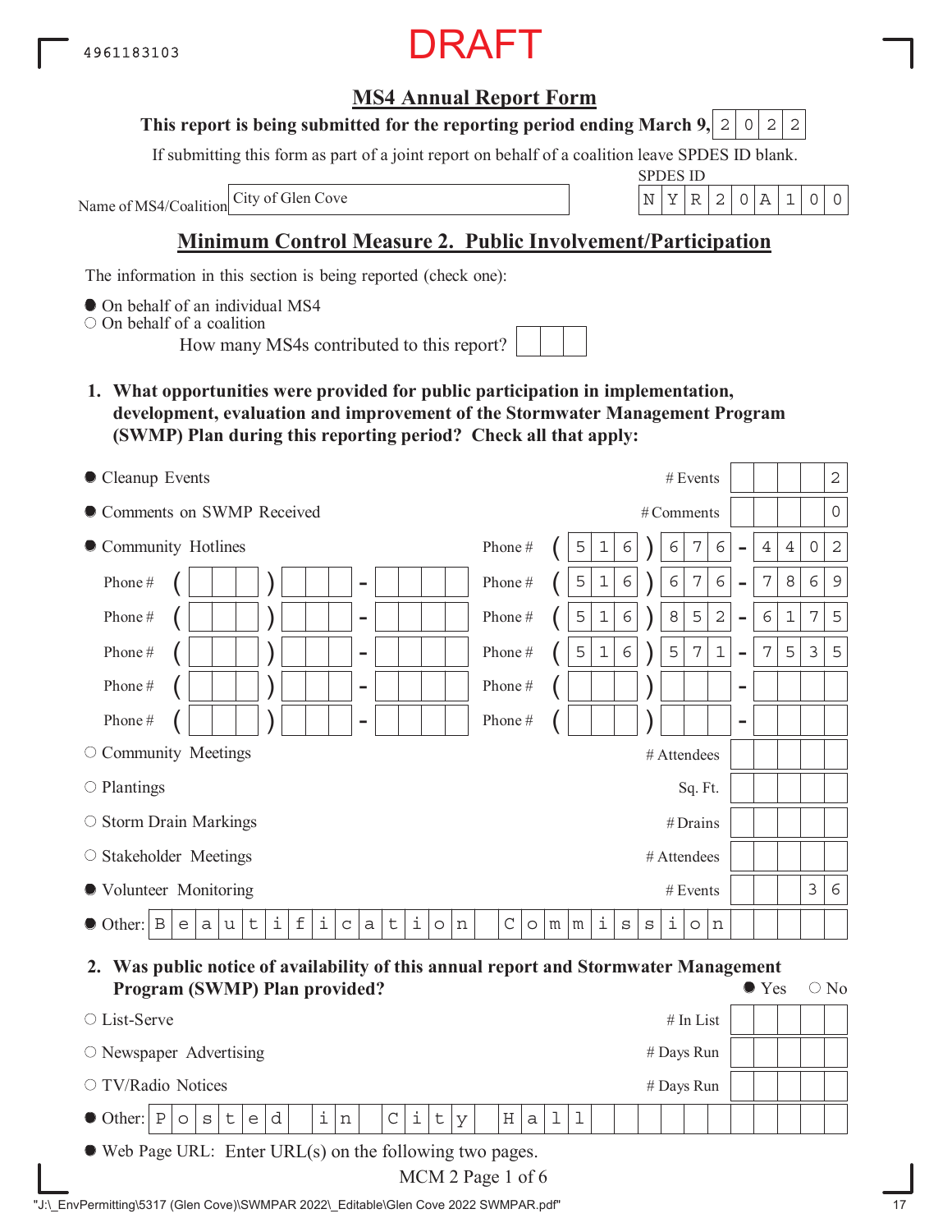4961183103

DRAFT

# MS4 Annual Report Form

**This report is being submitted for the reporting period ending March 9, 2022**

If submitting this form as part of a joint report on behalf of a coalition leave SPDES ID blank.

Name of MS4/Coalition: City of Glen Cove

SPDES ID: NYR20A100

## Minimum Control Measure 2. Public Involvement/Participation

The information in this section is being reported (check one):

- ● On behalf of an individual MS4
- ○ On behalf of a coalition
  - How many MS4s contributed to this report?

**1. What opportunities were provided for public participation in implementation, development, evaluation and improvement of the Stormwater Management Program (SWMP) Plan during this reporting period? Check all that apply:**

| | Activity | Measure | Value |
|---|---|---|---|
| ● | Cleanup Events | # Events | 2 |
| ● | Comments on SWMP Received | # Comments | 0 |
| ● | Community Hotlines | Phone # | (516) 676-4402 |
| | | Phone # | (516) 676-7869 |
| | | Phone # | (516) 852-6175 |
| | | Phone # | (516) 571-7535 |
| ○ | Community Meetings | # Attendees | |
| ○ | Plantings | Sq. Ft. | |
| ○ | Storm Drain Markings | # Drains | |
| ○ | Stakeholder Meetings | # Attendees | |
| ● | Volunteer Monitoring | # Events | 36 |
| ● | Other: Beautification Commission | | |

**2. Was public notice of availability of this annual report and Stormwater Management Program (SWMP) Plan provided?** ● Yes ○ No

| | Method | Measure | Value |
|---|---|---|---|
| ○ | List-Serve | # In List | |
| ○ | Newspaper Advertising | # Days Run | |
| ○ | TV/Radio Notices | # Days Run | |
| ● | Other: Posted in City Hall | | |

- ● Web Page URL: Enter URL(s) on the following two pages.

MCM 2 Page 1 of 6

"J:\_EnvPermitting\5317 (Glen Cove)\SWMPAR 2022\_Editable\Glen Cove 2022 SWMPAR.pdf"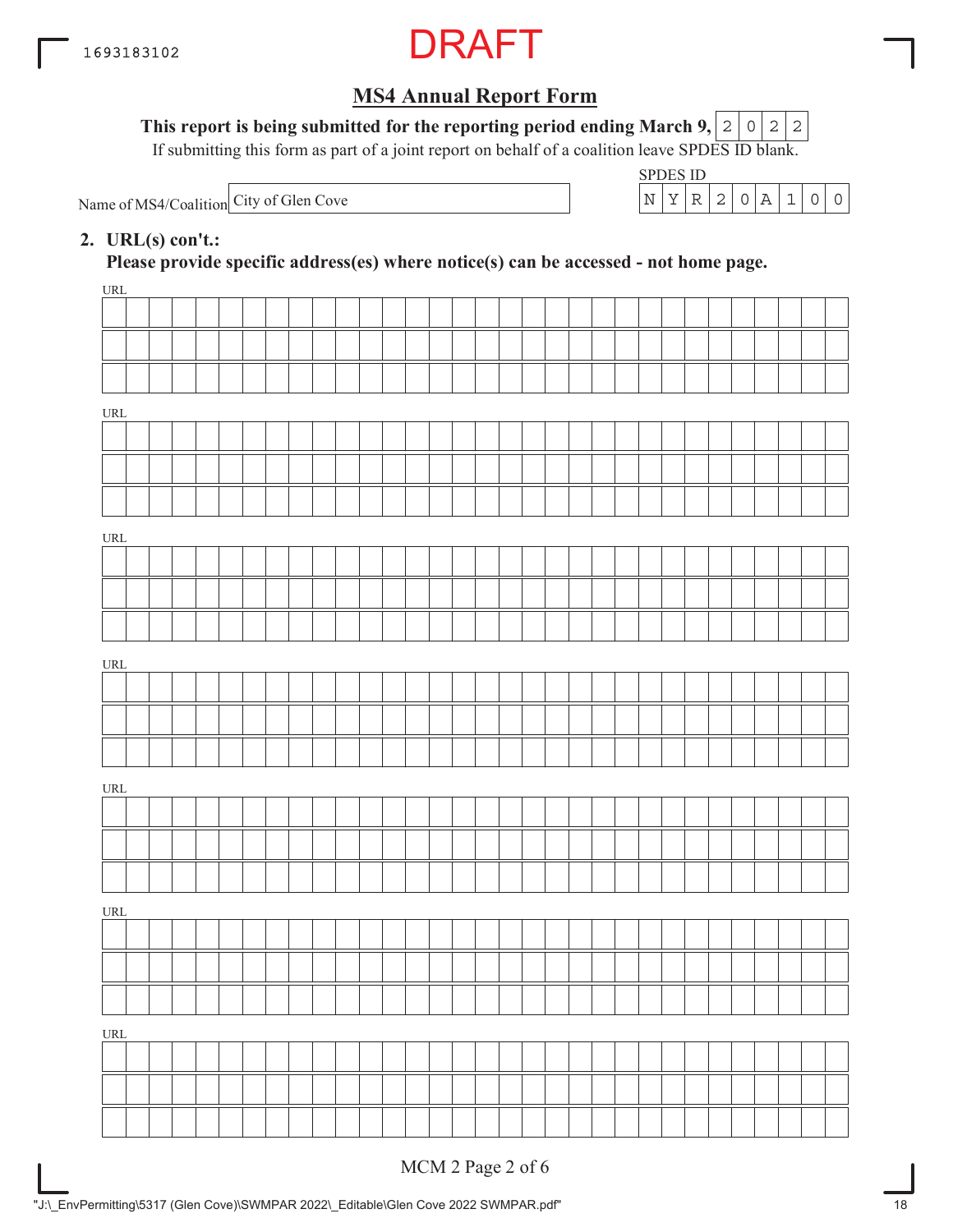DRAFT

## MS4 Annual Report Form

**This report is being submitted for the reporting period ending March 9, 2022**

If submitting this form as part of a joint report on behalf of a coalition leave SPDES ID blank.

Name of MS4/Coalition: City of Glen Cove

SPDES ID: NYR20A100

**2. URL(s) con't.:**

**Please provide specific address(es) where notice(s) can be accessed - not home page.**

URL

URL

URL

URL

URL

URL

URL

MCM 2 Page 2 of 6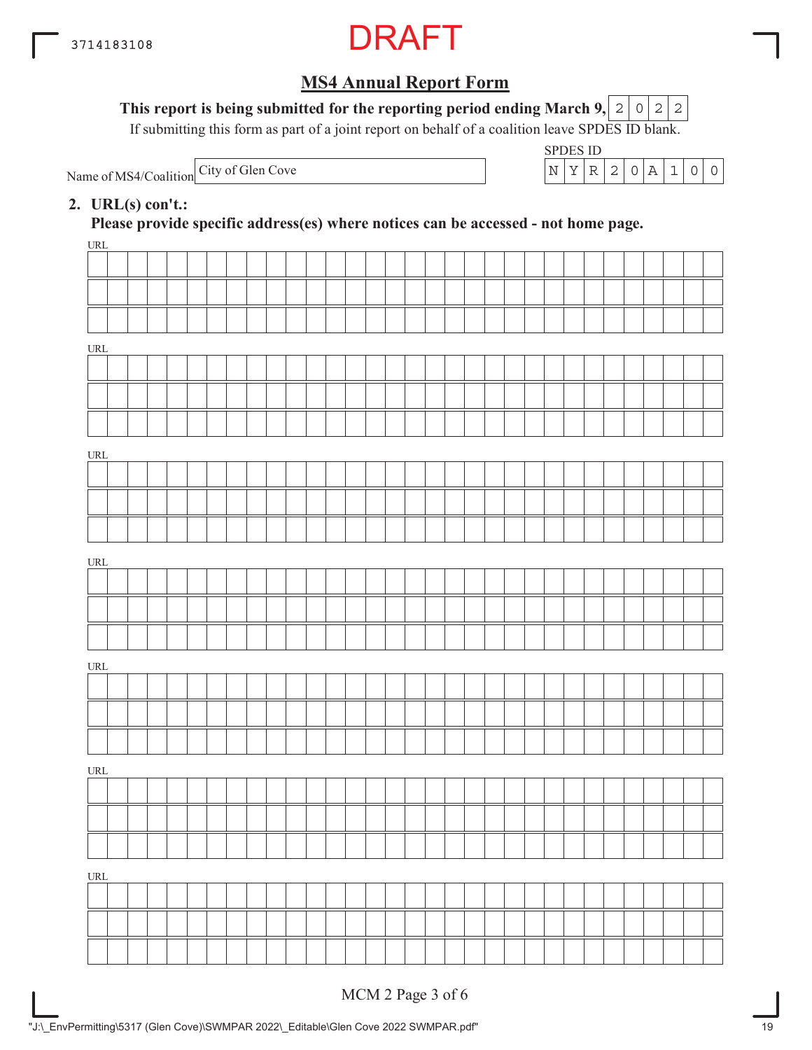DRAFT

## MS4 Annual Report Form

**This report is being submitted for the reporting period ending March 9,** 2022

If submitting this form as part of a joint report on behalf of a coalition leave SPDES ID blank.

Name of MS4/Coalition: City of Glen Cove

SPDES ID: NYR20A100

**2. URL(s) con't.:**

**Please provide specific address(es) where notices can be accessed - not home page.**

URL

URL

URL

URL

URL

URL

URL

MCM 2 Page 3 of 6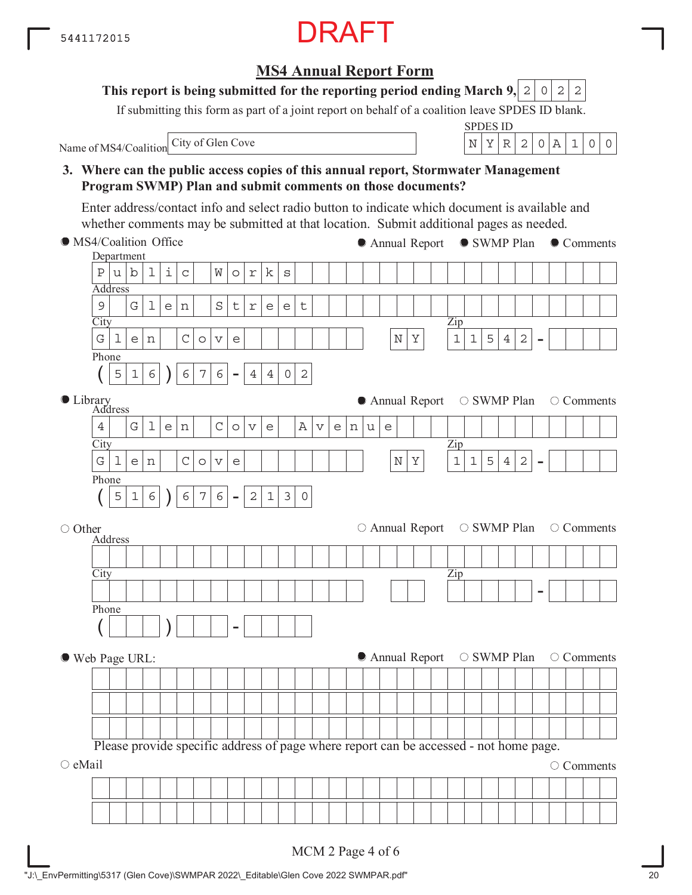5441172015

DRAFT

## MS4 Annual Report Form

**This report is being submitted for the reporting period ending March 9, 2022**

If submitting this form as part of a joint report on behalf of a coalition leave SPDES ID blank.

Name of MS4/Coalition: City of Glen Cove

SPDES ID: NYR20A100

**3. Where can the public access copies of this annual report, Stormwater Management Program SWMP) Plan and submit comments on those documents?**

Enter address/contact info and select radio button to indicate which document is available and whether comments may be submitted at that location. Submit additional pages as needed.

● MS4/Coalition Office — ● Annual Report ● SWMP Plan ● Comments

- Department: Public Works
- Address: 9 Glen Street
- City: Glen Cove, NY
- Zip: 11542-
- Phone: (516) 676-4402

● Library — ● Annual Report ○ SWMP Plan ○ Comments

- Address: 4 Glen Cove Avenue
- City: Glen Cove, NY
- Zip: 11542-
- Phone: (516) 676-2130

○ Other — ○ Annual Report ○ SWMP Plan ○ Comments

- Address:
- City:
- Zip: -
- Phone: ( ) -

● Web Page URL: — ● Annual Report ○ SWMP Plan ○ Comments

Please provide specific address of page where report can be accessed - not home page.

○ eMail — ○ Comments

MCM 2 Page 4 of 6

"J:\_EnvPermitting\5317 (Glen Cove)\SWMPAR 2022\_Editable\Glen Cove 2022 SWMPAR.pdf"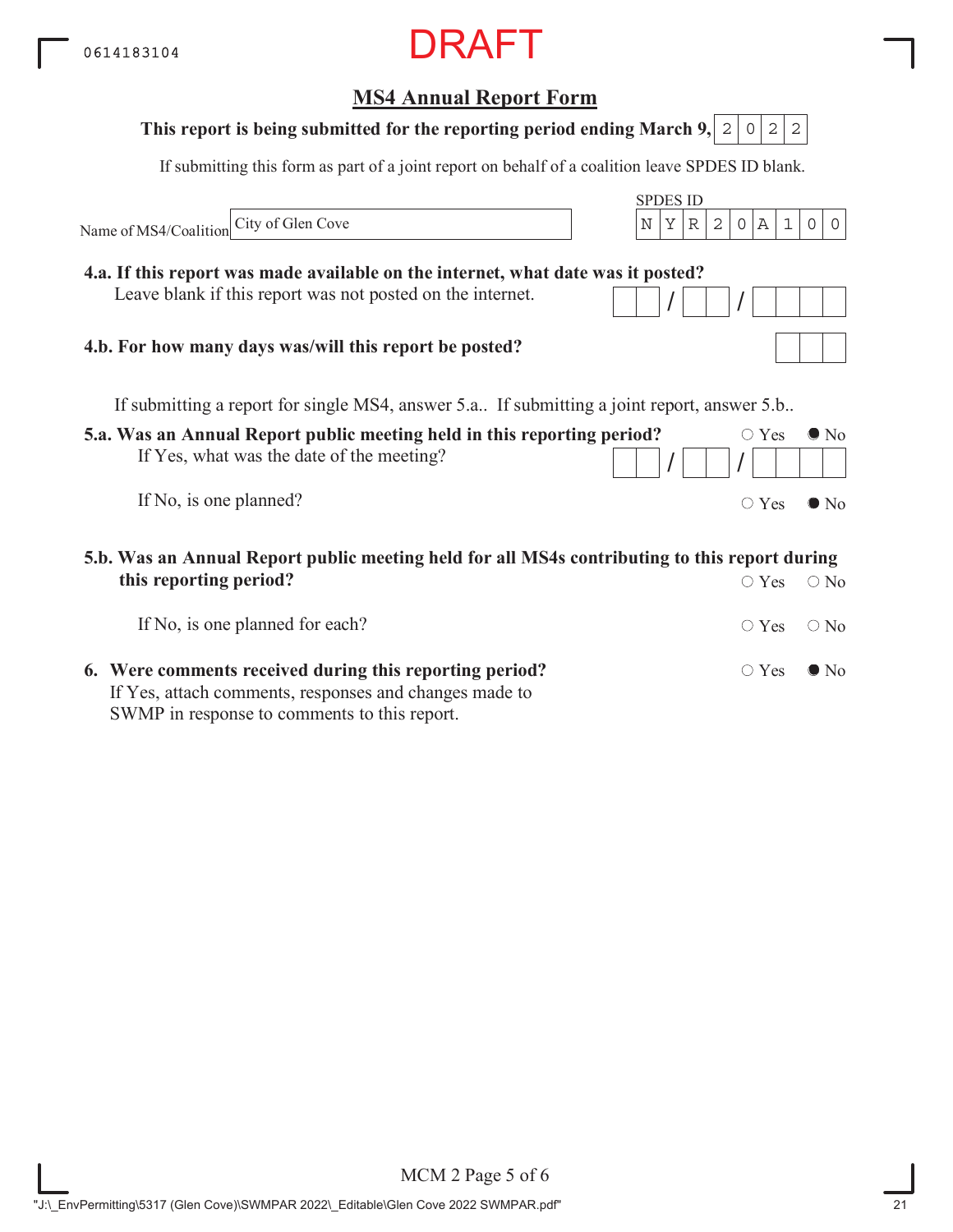0614183104

DRAFT

## MS4 Annual Report Form

**This report is being submitted for the reporting period ending March 9,** 2022

If submitting this form as part of a joint report on behalf of a coalition leave SPDES ID blank.

Name of MS4/Coalition: City of Glen Cove

SPDES ID: NYR20A100

**4.a. If this report was made available on the internet, what date was it posted?**
Leave blank if this report was not posted on the internet. __ / __ / ____

**4.b. For how many days was/will this report be posted?** ___

If submitting a report for single MS4, answer 5.a.. If submitting a joint report, answer 5.b..

**5.a. Was an Annual Report public meeting held in this reporting period?** ○ Yes ● No

If Yes, what was the date of the meeting? __ / __ / ____

If No, is one planned? ○ Yes ● No

**5.b. Was an Annual Report public meeting held for all MS4s contributing to this report during this reporting period?** ○ Yes ○ No

If No, is one planned for each? ○ Yes ○ No

**6. Were comments received during this reporting period?** ○ Yes ● No

If Yes, attach comments, responses and changes made to SWMP in response to comments to this report.

MCM 2 Page 5 of 6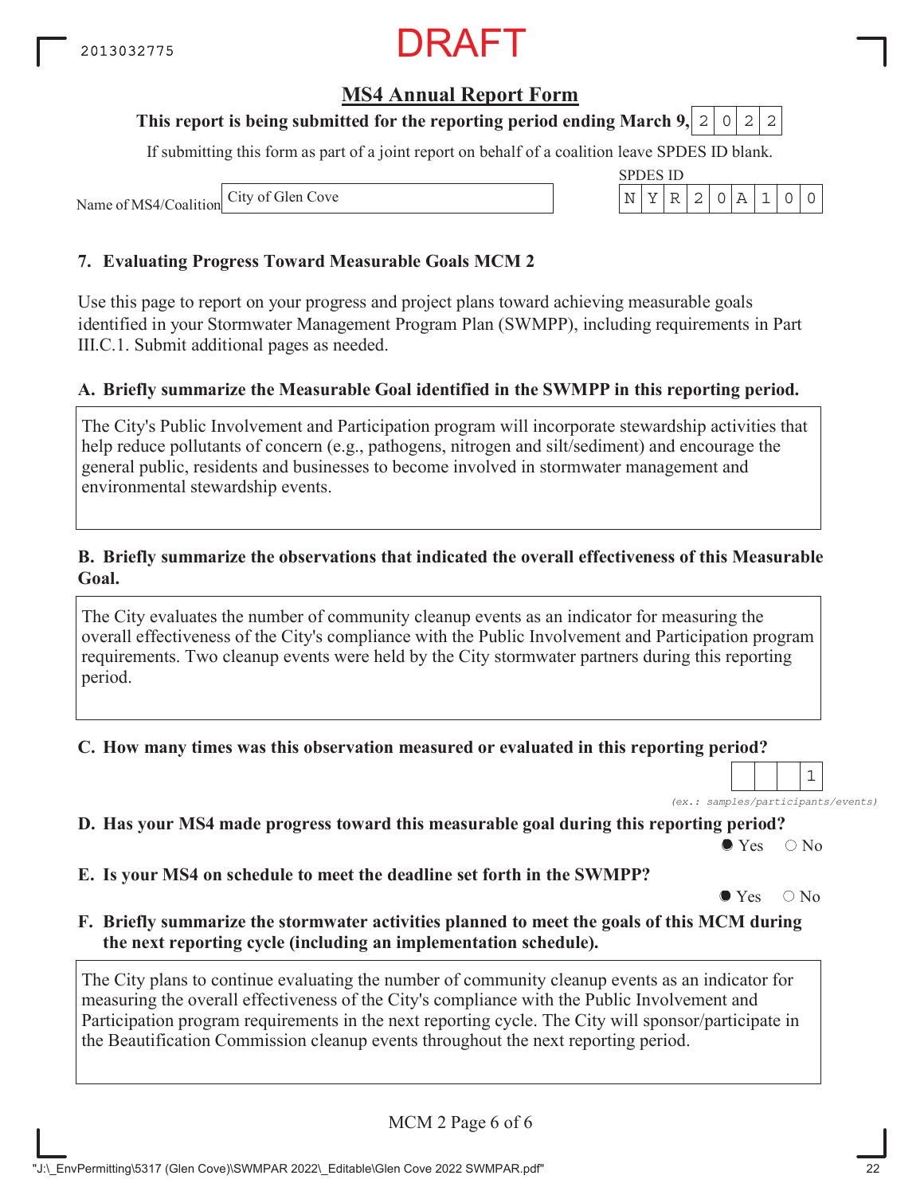DRAFT

## MS4 Annual Report Form

**This report is being submitted for the reporting period ending March 9,** 2022

If submitting this form as part of a joint report on behalf of a coalition leave SPDES ID blank.

Name of MS4/Coalition: City of Glen Cove

SPDES ID: NYR20A100

### 7. Evaluating Progress Toward Measurable Goals MCM 2

Use this page to report on your progress and project plans toward achieving measurable goals identified in your Stormwater Management Program Plan (SWMPP), including requirements in Part III.C.1. Submit additional pages as needed.

**A. Briefly summarize the Measurable Goal identified in the SWMPP in this reporting period.**

The City's Public Involvement and Participation program will incorporate stewardship activities that help reduce pollutants of concern (e.g., pathogens, nitrogen and silt/sediment) and encourage the general public, residents and businesses to become involved in stormwater management and environmental stewardship events.

**B. Briefly summarize the observations that indicated the overall effectiveness of this Measurable Goal.**

The City evaluates the number of community cleanup events as an indicator for measuring the overall effectiveness of the City's compliance with the Public Involvement and Participation program requirements. Two cleanup events were held by the City stormwater partners during this reporting period.

**C. How many times was this observation measured or evaluated in this reporting period?**

1

*(ex.: samples/participants/events)*

**D. Has your MS4 made progress toward this measurable goal during this reporting period?**

● Yes ○ No

**E. Is your MS4 on schedule to meet the deadline set forth in the SWMPP?**

● Yes ○ No

**F. Briefly summarize the stormwater activities planned to meet the goals of this MCM during the next reporting cycle (including an implementation schedule).**

The City plans to continue evaluating the number of community cleanup events as an indicator for measuring the overall effectiveness of the City's compliance with the Public Involvement and Participation program requirements in the next reporting cycle. The City will sponsor/participate in the Beautification Commission cleanup events throughout the next reporting period.

MCM 2 Page 6 of 6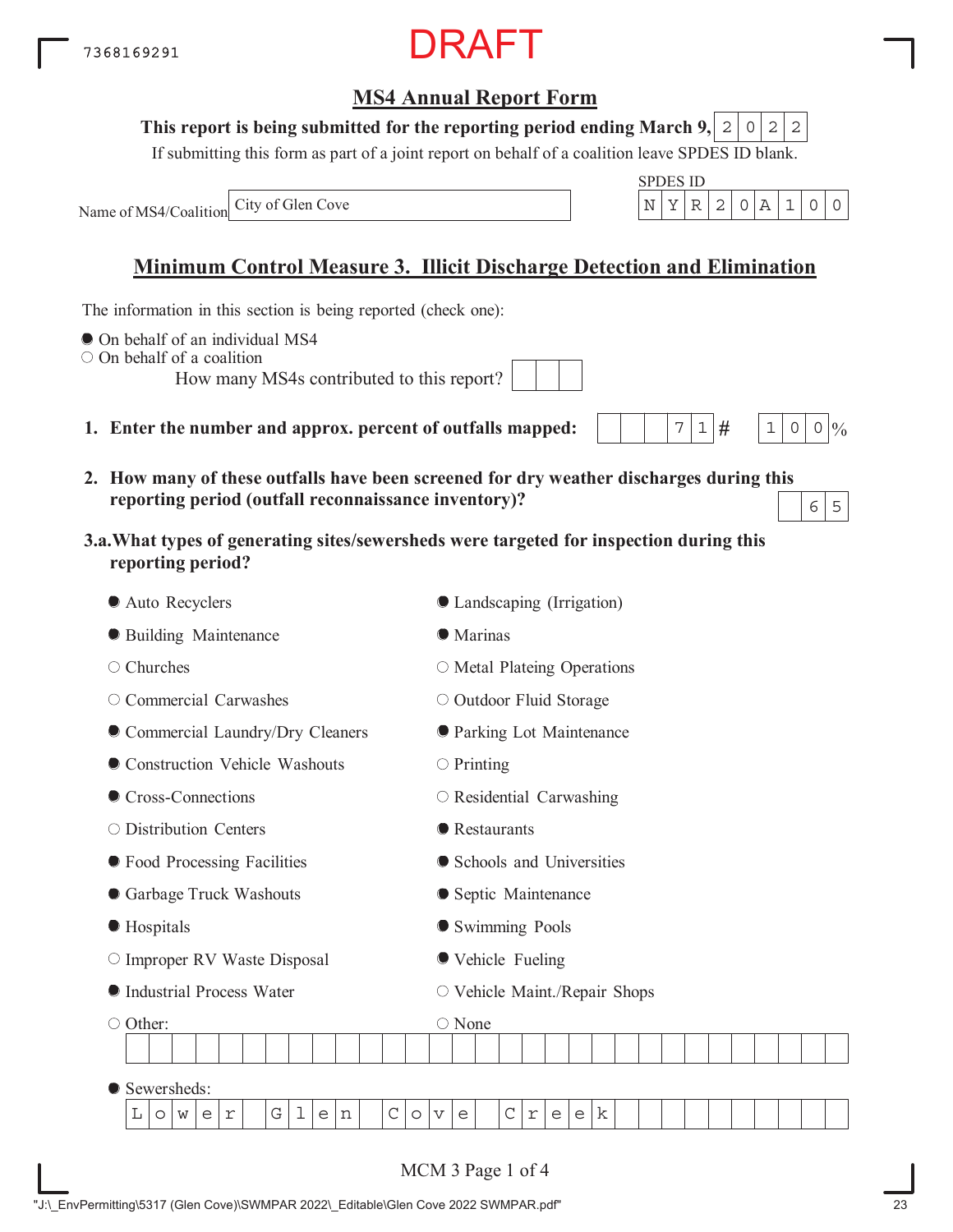7368169291

DRAFT

## MS4 Annual Report Form

**This report is being submitted for the reporting period ending March 9, 2022**

If submitting this form as part of a joint report on behalf of a coalition leave SPDES ID blank.

Name of MS4/Coalition: City of Glen Cove

SPDES ID: NYR20A100

## Minimum Control Measure 3. Illicit Discharge Detection and Elimination

The information in this section is being reported (check one):

- ● On behalf of an individual MS4
- ○ On behalf of a coalition
  - How many MS4s contributed to this report?

**1. Enter the number and approx. percent of outfalls mapped:** 71 # 100 %

**2. How many of these outfalls have been screened for dry weather discharges during this reporting period (outfall reconnaissance inventory)?** 65

**3.a. What types of generating sites/sewersheds were targeted for inspection during this reporting period?**

- ● Auto Recyclers
- ● Building Maintenance
- ○ Churches
- ○ Commercial Carwashes
- ● Commercial Laundry/Dry Cleaners
- ● Construction Vehicle Washouts
- ● Cross-Connections
- ○ Distribution Centers
- ● Food Processing Facilities
- ● Garbage Truck Washouts
- ● Hospitals
- ○ Improper RV Waste Disposal
- ● Industrial Process Water
- ○ Other:
- ● Landscaping (Irrigation)
- ● Marinas
- ○ Metal Plateing Operations
- ○ Outdoor Fluid Storage
- ● Parking Lot Maintenance
- ○ Printing
- ○ Residential Carwashing
- ● Restaurants
- ● Schools and Universities
- ● Septic Maintenance
- ● Swimming Pools
- ● Vehicle Fueling
- ○ Vehicle Maint./Repair Shops
- ○ None
- ● Sewersheds: Lower Glen Cove Creek

"J:\_EnvPermitting\5317 (Glen Cove)\SWMPAR 2022\_Editable\Glen Cove 2022 SWMPAR.pdf"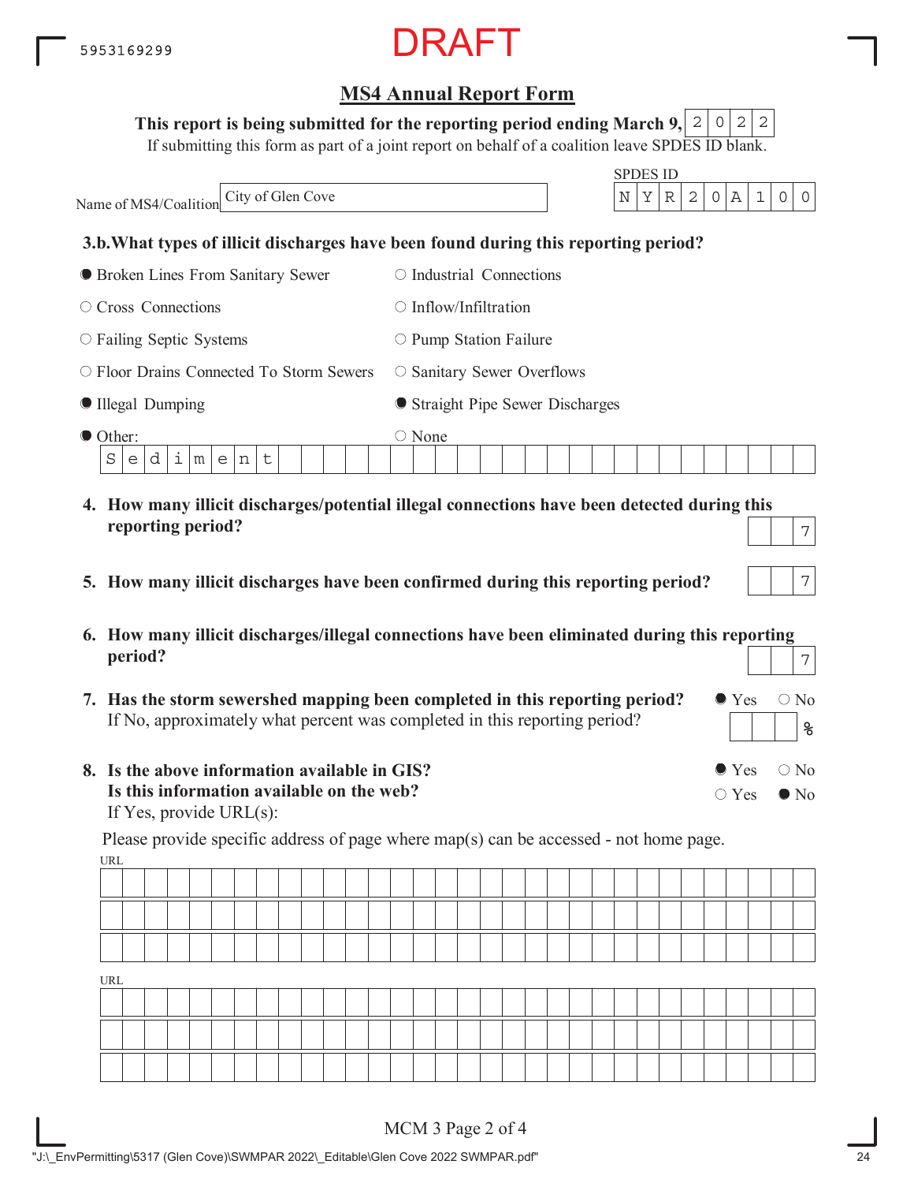5953169299

DRAFT

## MS4 Annual Report Form

**This report is being submitted for the reporting period ending March 9,** 2022

If submitting this form as part of a joint report on behalf of a coalition leave SPDES ID blank.

Name of MS4/Coalition: City of Glen Cove

SPDES ID: NYR20A100

**3.b. What types of illicit discharges have been found during this reporting period?**

- [x] Broken Lines From Sanitary Sewer
- [ ] Industrial Connections
- [ ] Cross Connections
- [ ] Inflow/Infiltration
- [ ] Failing Septic Systems
- [ ] Pump Station Failure
- [ ] Floor Drains Connected To Storm Sewers
- [ ] Sanitary Sewer Overflows
- [x] Illegal Dumping
- [x] Straight Pipe Sewer Discharges
- [x] Other: Sediment
- [ ] None

**4. How many illicit discharges/potential illegal connections have been detected during this reporting period?** 7

**5. How many illicit discharges have been confirmed during this reporting period?** 7

**6. How many illicit discharges/illegal connections have been eliminated during this reporting period?** 7

**7. Has the storm sewershed mapping been completed in this reporting period?** (x) Yes ( ) No

If No, approximately what percent was completed in this reporting period? ____ %

**8. Is the above information available in GIS?** (x) Yes ( ) No

**Is this information available on the web?** ( ) Yes (x) No

If Yes, provide URL(s):

Please provide specific address of page where map(s) can be accessed - not home page.

URL: 

URL: 

MCM 3 Page 2 of 4

"J:\_EnvPermitting\5317 (Glen Cove)\SWMPAR 2022\_Editable\Glen Cove 2022 SWMPAR.pdf"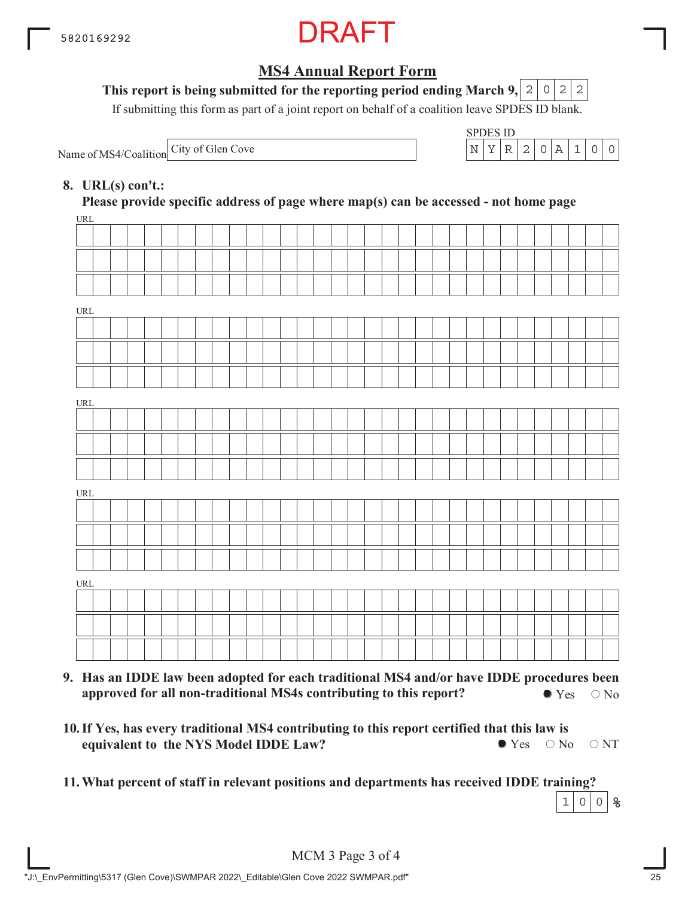5820169292

DRAFT

## MS4 Annual Report Form

**This report is being submitted for the reporting period ending March 9, 2022**

If submitting this form as part of a joint report on behalf of a coalition leave SPDES ID blank.

Name of MS4/Coalition: City of Glen Cove

SPDES ID: NYR20A100

**8. URL(s) con't.:**
**Please provide specific address of page where map(s) can be accessed - not home page**

URL

URL

URL

URL

URL

**9. Has an IDDE law been adopted for each traditional MS4 and/or have IDDE procedures been approved for all non-traditional MS4s contributing to this report?**

● Yes ○ No

**10. If Yes, has every traditional MS4 contributing to this report certified that this law is equivalent to the NYS Model IDDE Law?**

● Yes ○ No ○ NT

**11. What percent of staff in relevant positions and departments has received IDDE training?**

100 %

MCM 3 Page 3 of 4

"J:\_EnvPermitting\5317 (Glen Cove)\SWMPAR 2022\_Editable\Glen Cove 2022 SWMPAR.pdf"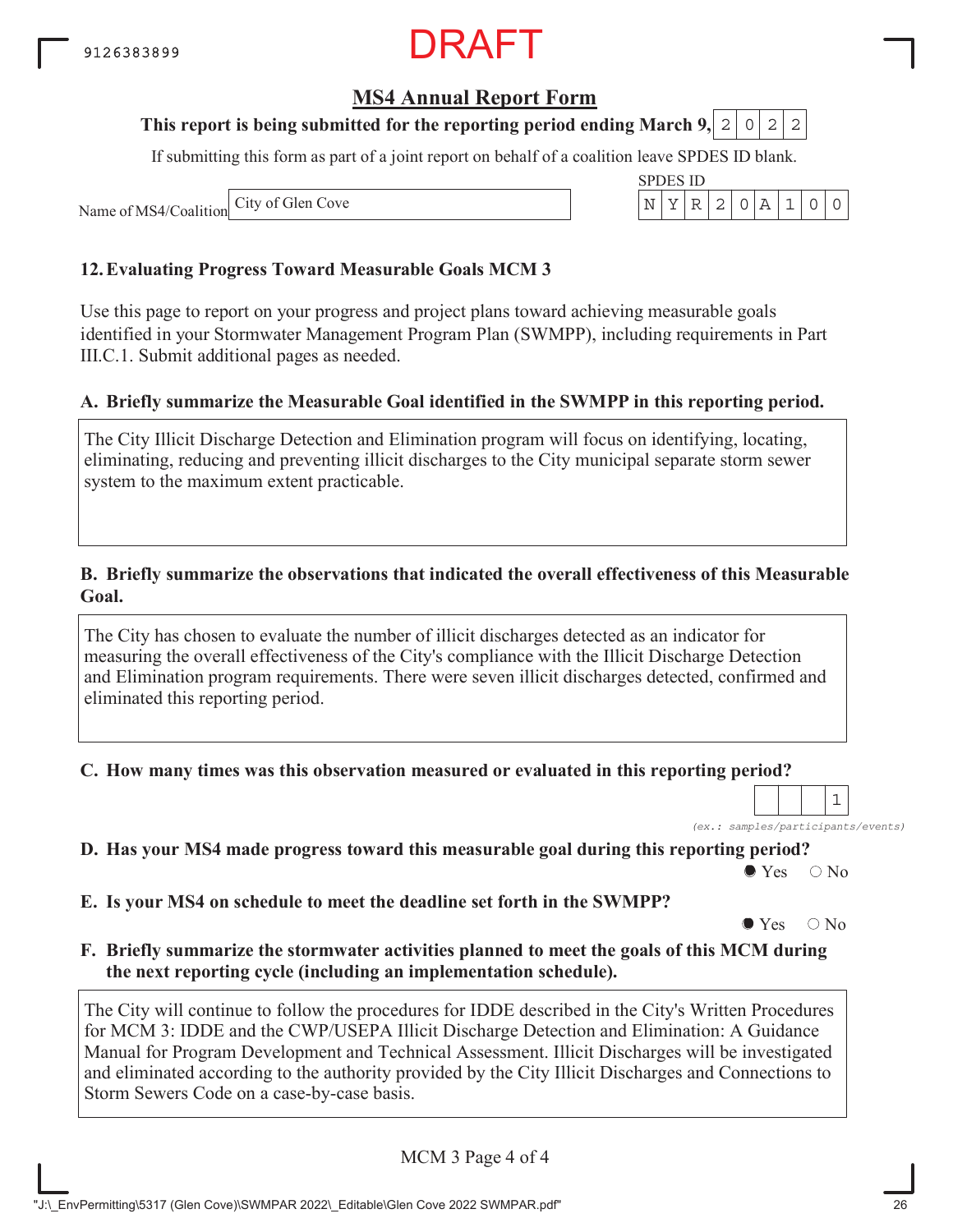DRAFT

## MS4 Annual Report Form

**This report is being submitted for the reporting period ending March 9, 2022**

If submitting this form as part of a joint report on behalf of a coalition leave SPDES ID blank.

Name of MS4/Coalition: City of Glen Cove

SPDES ID: NYR20A100

### 12. Evaluating Progress Toward Measurable Goals MCM 3

Use this page to report on your progress and project plans toward achieving measurable goals identified in your Stormwater Management Program Plan (SWMPP), including requirements in Part III.C.1. Submit additional pages as needed.

**A. Briefly summarize the Measurable Goal identified in the SWMPP in this reporting period.**

The City Illicit Discharge Detection and Elimination program will focus on identifying, locating, eliminating, reducing and preventing illicit discharges to the City municipal separate storm sewer system to the maximum extent practicable.

**B. Briefly summarize the observations that indicated the overall effectiveness of this Measurable Goal.**

The City has chosen to evaluate the number of illicit discharges detected as an indicator for measuring the overall effectiveness of the City's compliance with the Illicit Discharge Detection and Elimination program requirements. There were seven illicit discharges detected, confirmed and eliminated this reporting period.

**C. How many times was this observation measured or evaluated in this reporting period?**

1

*(ex.: samples/participants/events)*

**D. Has your MS4 made progress toward this measurable goal during this reporting period?**

● Yes ○ No

**E. Is your MS4 on schedule to meet the deadline set forth in the SWMPP?**

● Yes ○ No

**F. Briefly summarize the stormwater activities planned to meet the goals of this MCM during the next reporting cycle (including an implementation schedule).**

The City will continue to follow the procedures for IDDE described in the City's Written Procedures for MCM 3: IDDE and the CWP/USEPA Illicit Discharge Detection and Elimination: A Guidance Manual for Program Development and Technical Assessment. Illicit Discharges will be investigated and eliminated according to the authority provided by the City Illicit Discharges and Connections to Storm Sewers Code on a case-by-case basis.

MCM 3 Page 4 of 4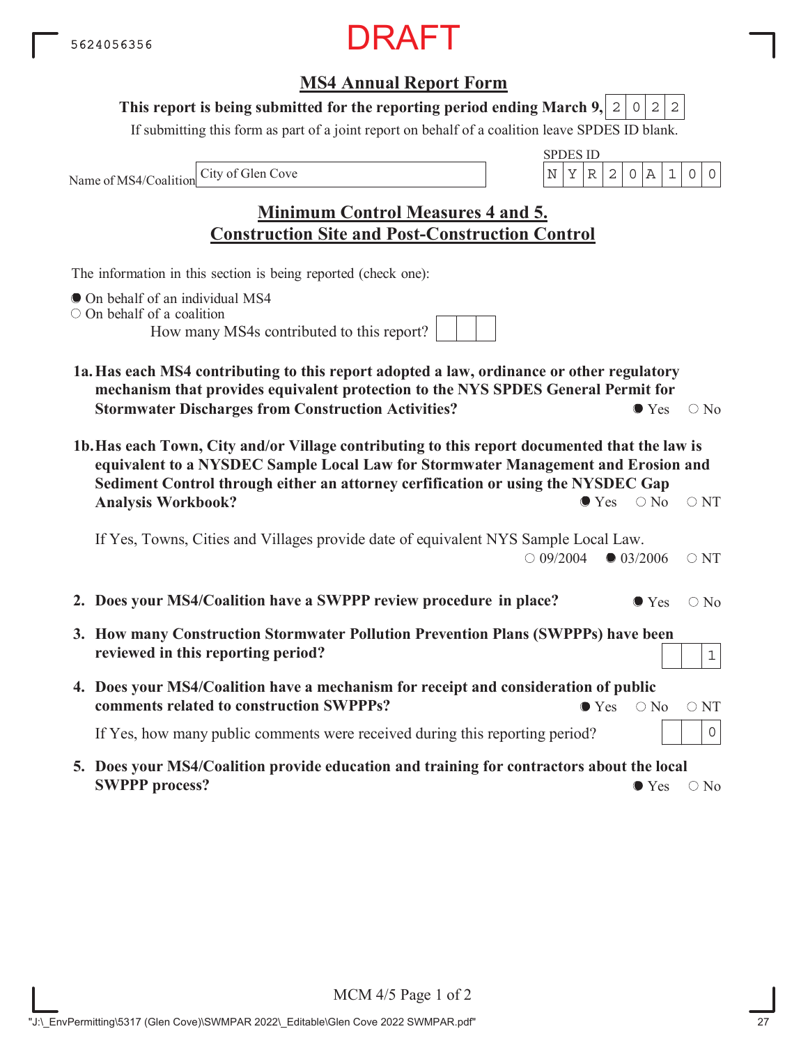5624056356

DRAFT

# MS4 Annual Report Form

**This report is being submitted for the reporting period ending March 9,** 2022

If submitting this form as part of a joint report on behalf of a coalition leave SPDES ID blank.

Name of MS4/Coalition: City of Glen Cove

SPDES ID: NYR20A100

## Minimum Control Measures 4 and 5. Construction Site and Post-Construction Control

The information in this section is being reported (check one):

- ● On behalf of an individual MS4
- ○ On behalf of a coalition

How many MS4s contributed to this report?

**1a. Has each MS4 contributing to this report adopted a law, ordinance or other regulatory mechanism that provides equivalent protection to the NYS SPDES General Permit for Stormwater Discharges from Construction Activities?** ● Yes ○ No

**1b. Has each Town, City and/or Village contributing to this report documented that the law is equivalent to a NYSDEC Sample Local Law for Stormwater Management and Erosion and Sediment Control through either an attorney cerfification or using the NYSDEC Gap Analysis Workbook?** ● Yes ○ No ○ NT

If Yes, Towns, Cities and Villages provide date of equivalent NYS Sample Local Law. ○ 09/2004 ● 03/2006 ○ NT

**2. Does your MS4/Coalition have a SWPPP review procedure in place?** ● Yes ○ No

**3. How many Construction Stormwater Pollution Prevention Plans (SWPPPs) have been reviewed in this reporting period?** 1

**4. Does your MS4/Coalition have a mechanism for receipt and consideration of public comments related to construction SWPPPs?** ● Yes ○ No ○ NT

If Yes, how many public comments were received during this reporting period? 0

**5. Does your MS4/Coalition provide education and training for contractors about the local SWPPP process?** ● Yes ○ No

MCM 4/5 Page 1 of 2

"J:\_EnvPermitting\5317 (Glen Cove)\SWMPAR 2022\_Editable\Glen Cove 2022 SWMPAR.pdf"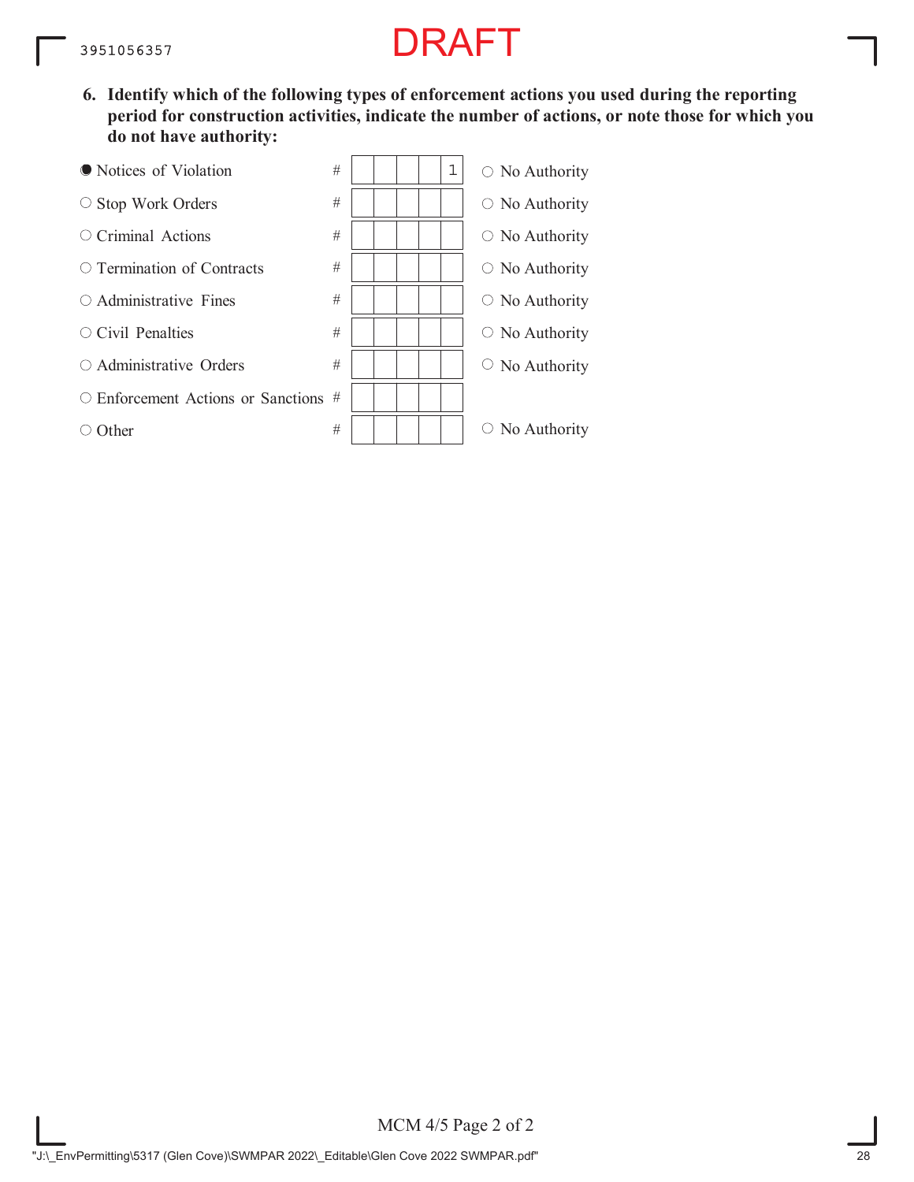DRAFT

**6. Identify which of the following types of enforcement actions you used during the reporting period for construction activities, indicate the number of actions, or note those for which you do not have authority:**

| Action | # | No Authority |
|---|---|---|
| ● Notices of Violation | 1 | ○ No Authority |
| ○ Stop Work Orders | | ○ No Authority |
| ○ Criminal Actions | | ○ No Authority |
| ○ Termination of Contracts | | ○ No Authority |
| ○ Administrative Fines | | ○ No Authority |
| ○ Civil Penalties | | ○ No Authority |
| ○ Administrative Orders | | ○ No Authority |
| ○ Enforcement Actions or Sanctions | | |
| ○ Other | | ○ No Authority |

MCM 4/5 Page 2 of 2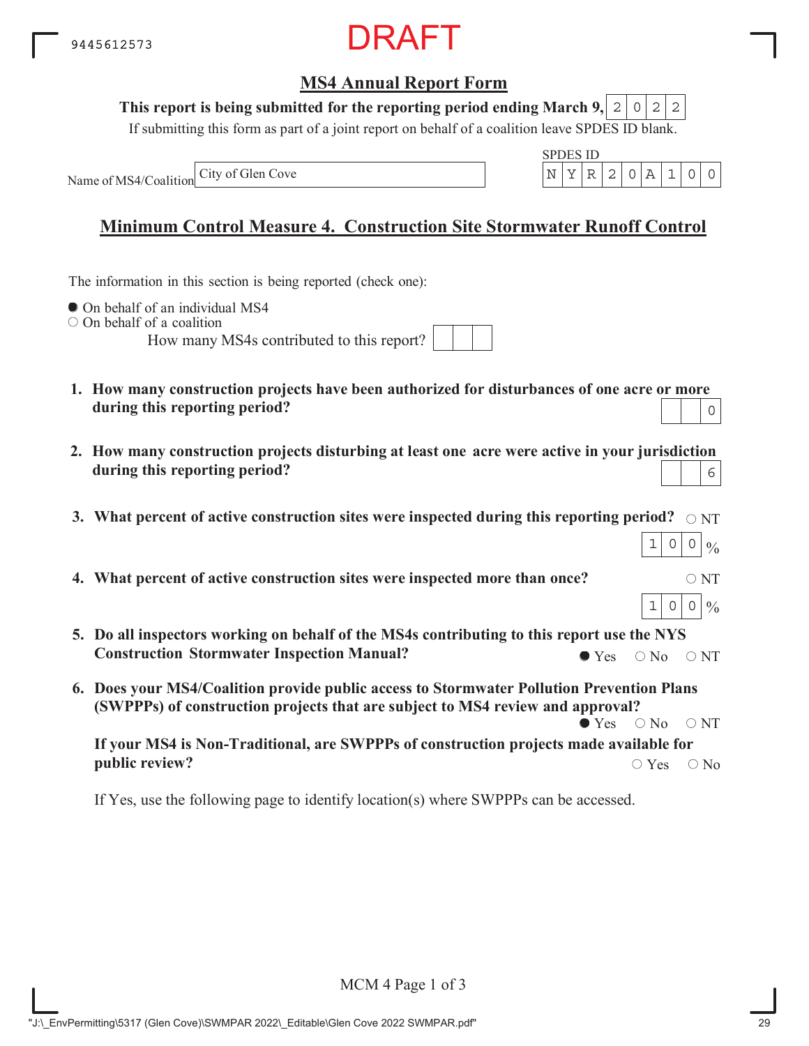9445612573

DRAFT

## MS4 Annual Report Form

**This report is being submitted for the reporting period ending March 9,** 2022

If submitting this form as part of a joint report on behalf of a coalition leave SPDES ID blank.

Name of MS4/Coalition: City of Glen Cove

SPDES ID: NYR20A100

## Minimum Control Measure 4. Construction Site Stormwater Runoff Control

The information in this section is being reported (check one):

- ● On behalf of an individual MS4
- ○ On behalf of a coalition

  How many MS4s contributed to this report?

1. **How many construction projects have been authorized for disturbances of one acre or more during this reporting period?** 0

2. **How many construction projects disturbing at least one acre were active in your jurisdiction during this reporting period?** 6

3. **What percent of active construction sites were inspected during this reporting period?** ○ NT
   100 %

4. **What percent of active construction sites were inspected more than once?** ○ NT
   100 %

5. **Do all inspectors working on behalf of the MS4s contributing to this report use the NYS Construction Stormwater Inspection Manual?** ● Yes ○ No ○ NT

6. **Does your MS4/Coalition provide public access to Stormwater Pollution Prevention Plans (SWPPPs) of construction projects that are subject to MS4 review and approval?** ● Yes ○ No ○ NT

   **If your MS4 is Non-Traditional, are SWPPPs of construction projects made available for public review?** ○ Yes ○ No

   If Yes, use the following page to identify location(s) where SWPPPs can be accessed.

MCM 4 Page 1 of 3

"J:\_EnvPermitting\5317 (Glen Cove)\SWMPAR 2022\_Editable\Glen Cove 2022 SWMPAR.pdf"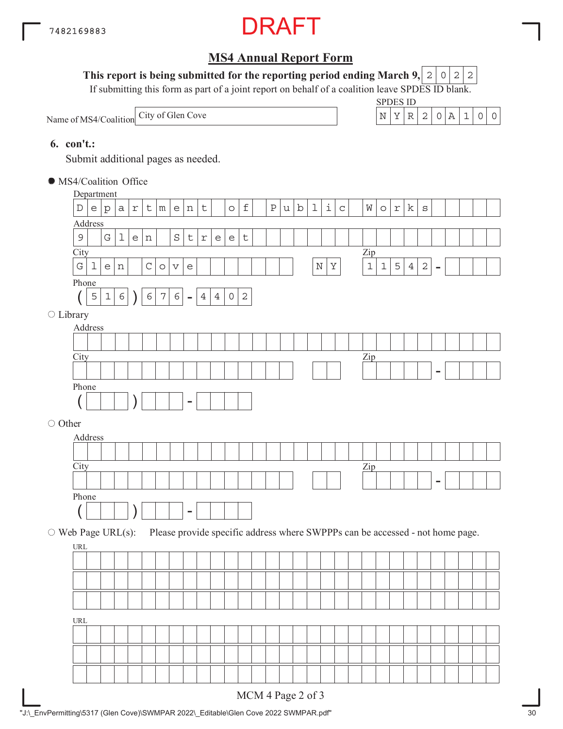7482169883

DRAFT

## MS4 Annual Report Form

**This report is being submitted for the reporting period ending March 9, 2022**

If submitting this form as part of a joint report on behalf of a coalition leave SPDES ID blank.

Name of MS4/Coalition: City of Glen Cove

SPDES ID: NYR20A100

**6. con't.:**

Submit additional pages as needed.

● MS4/Coalition Office

Department: Department of Public Works

Address: 9 Glen Street

City: Glen Cove NY Zip: 11542 -

Phone: (516) 676 - 4402

○ Library

Address:

City: Zip: -

Phone: ( ) -

○ Other

Address:

City: Zip: -

Phone: ( ) -

○ Web Page URL(s): Please provide specific address where SWPPPs can be accessed - not home page.

URL:

URL:

MCM 4 Page 2 of 3

"J:\_EnvPermitting\5317 (Glen Cove)\SWMPAR 2022\_Editable\Glen Cove 2022 SWMPAR.pdf"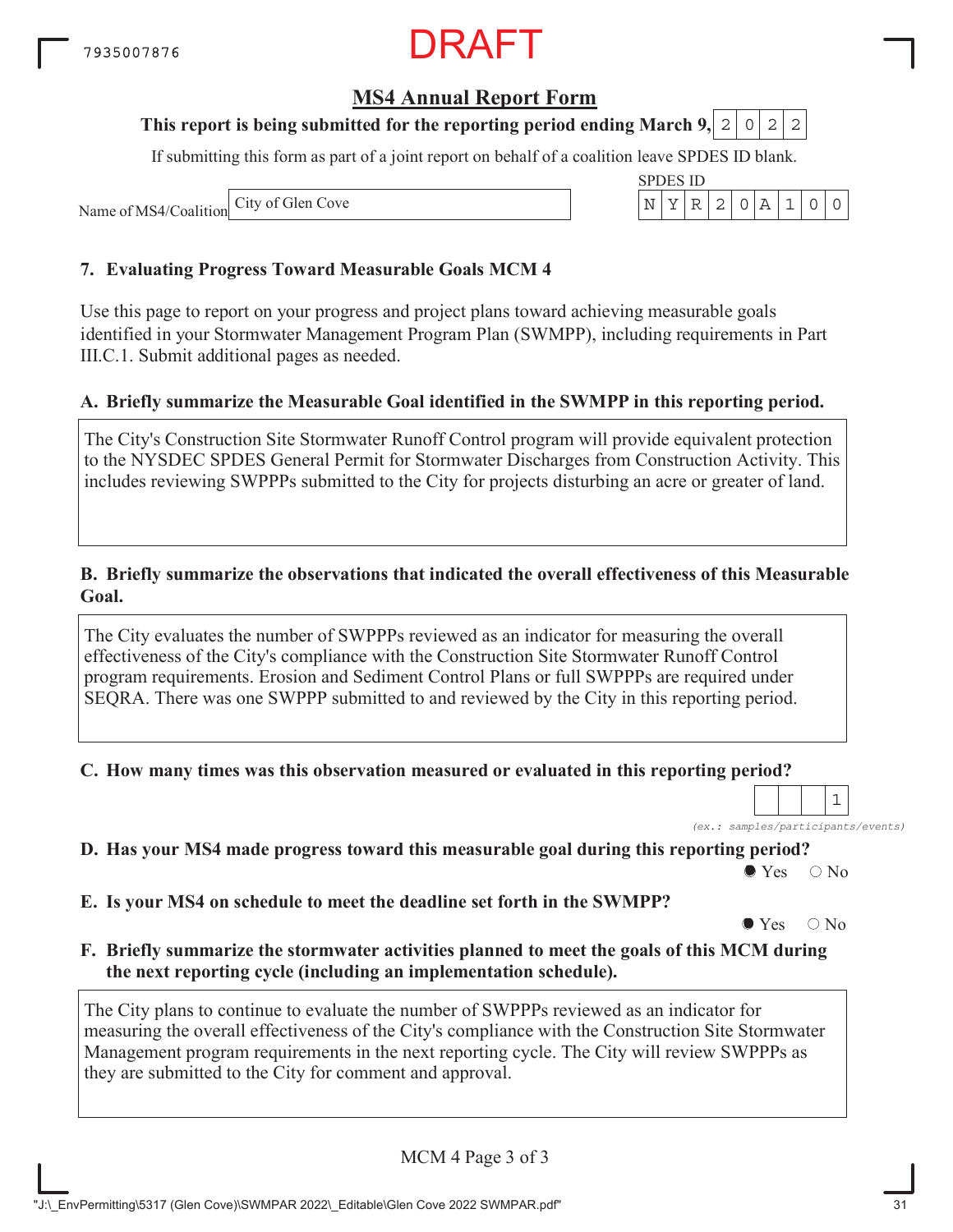7935007876

DRAFT

## MS4 Annual Report Form

**This report is being submitted for the reporting period ending March 9, 2022**

If submitting this form as part of a joint report on behalf of a coalition leave SPDES ID blank.

Name of MS4/Coalition: City of Glen Cove

SPDES ID: NYR20A100

### 7. Evaluating Progress Toward Measurable Goals MCM 4

Use this page to report on your progress and project plans toward achieving measurable goals identified in your Stormwater Management Program Plan (SWMPP), including requirements in Part III.C.1. Submit additional pages as needed.

**A. Briefly summarize the Measurable Goal identified in the SWMPP in this reporting period.**

The City's Construction Site Stormwater Runoff Control program will provide equivalent protection to the NYSDEC SPDES General Permit for Stormwater Discharges from Construction Activity. This includes reviewing SWPPPs submitted to the City for projects disturbing an acre or greater of land.

**B. Briefly summarize the observations that indicated the overall effectiveness of this Measurable Goal.**

The City evaluates the number of SWPPPs reviewed as an indicator for measuring the overall effectiveness of the City's compliance with the Construction Site Stormwater Runoff Control program requirements. Erosion and Sediment Control Plans or full SWPPPs are required under SEQRA. There was one SWPPP submitted to and reviewed by the City in this reporting period.

**C. How many times was this observation measured or evaluated in this reporting period?**

1

*(ex.: samples/participants/events)*

**D. Has your MS4 made progress toward this measurable goal during this reporting period?**

● Yes ○ No

**E. Is your MS4 on schedule to meet the deadline set forth in the SWMPP?**

● Yes ○ No

**F. Briefly summarize the stormwater activities planned to meet the goals of this MCM during the next reporting cycle (including an implementation schedule).**

The City plans to continue to evaluate the number of SWPPPs reviewed as an indicator for measuring the overall effectiveness of the City's compliance with the Construction Site Stormwater Management program requirements in the next reporting cycle. The City will review SWPPPs as they are submitted to the City for comment and approval.

MCM 4 Page 3 of 3

"J:\_EnvPermitting\5317 (Glen Cove)\SWMPAR 2022\_Editable\Glen Cove 2022 SWMPAR.pdf"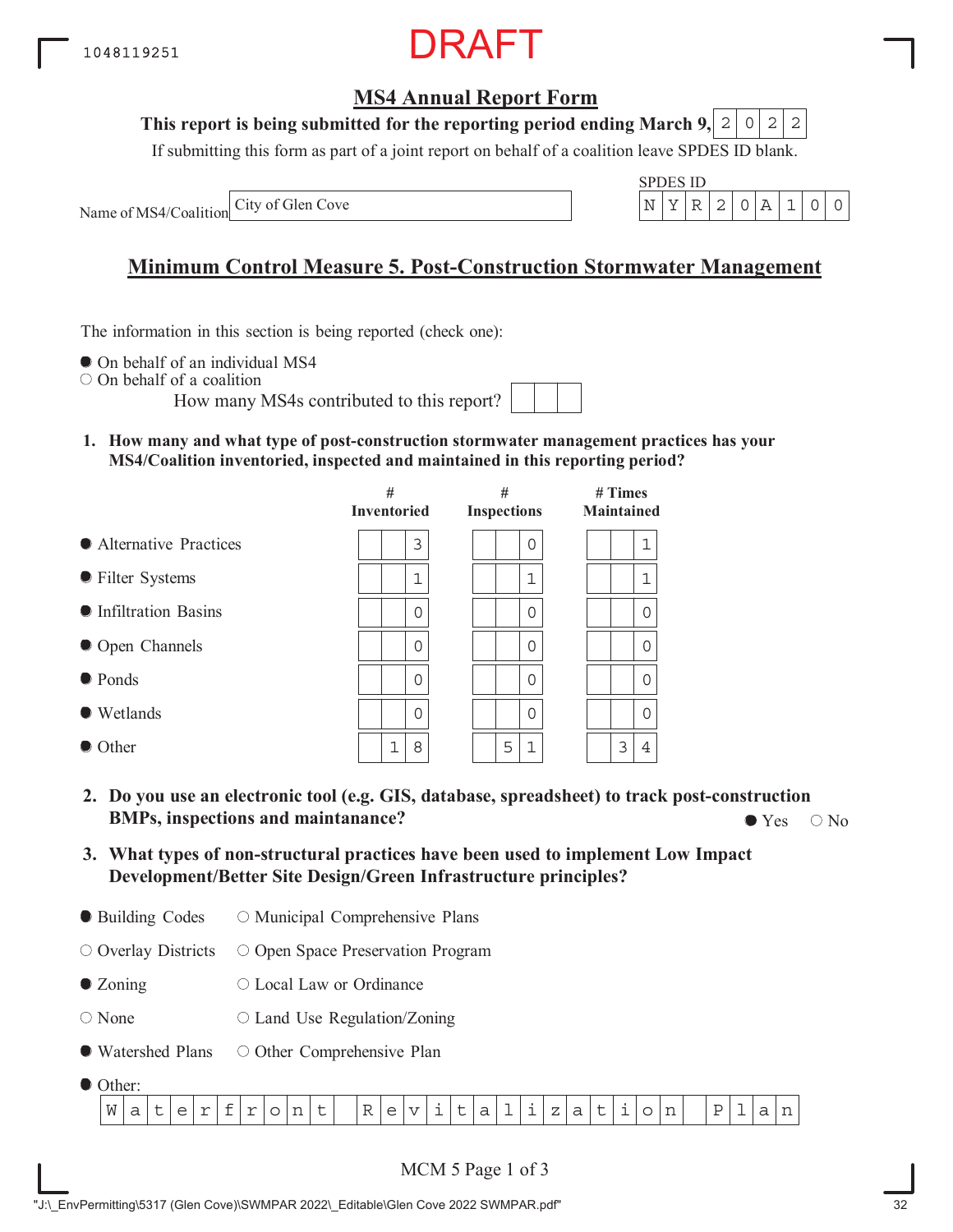1048119251

DRAFT

## MS4 Annual Report Form

**This report is being submitted for the reporting period ending March 9, 2022**

If submitting this form as part of a joint report on behalf of a coalition leave SPDES ID blank.

Name of MS4/Coalition: City of Glen Cove

SPDES ID: NYR20A100

## Minimum Control Measure 5. Post-Construction Stormwater Management

The information in this section is being reported (check one):

- ● On behalf of an individual MS4
- ○ On behalf of a coalition

How many MS4s contributed to this report?

**1. How many and what type of post-construction stormwater management practices has your MS4/Coalition inventoried, inspected and maintained in this reporting period?**

| | # Inventoried | # Inspections | # Times Maintained |
|---|---|---|---|
| Alternative Practices | 3 | 0 | 1 |
| Filter Systems | 1 | 1 | 1 |
| Infiltration Basins | 0 | 0 | 0 |
| Open Channels | 0 | 0 | 0 |
| Ponds | 0 | 0 | 0 |
| Wetlands | 0 | 0 | 0 |
| Other | 18 | 51 | 34 |

**2. Do you use an electronic tool (e.g. GIS, database, spreadsheet) to track post-construction BMPs, inspections and maintanance?**

● Yes ○ No

**3. What types of non-structural practices have been used to implement Low Impact Development/Better Site Design/Green Infrastructure principles?**

- ● Building Codes
- ○ Municipal Comprehensive Plans
- ○ Overlay Districts
- ○ Open Space Preservation Program
- ● Zoning
- ○ Local Law or Ordinance
- ○ None
- ○ Land Use Regulation/Zoning
- ● Watershed Plans
- ○ Other Comprehensive Plan
- ● Other: Waterfront Revitalization Plan

MCM 5 Page 1 of 3

"J:\_EnvPermitting\5317 (Glen Cove)\SWMPAR 2022\_Editable\Glen Cove 2022 SWMPAR.pdf"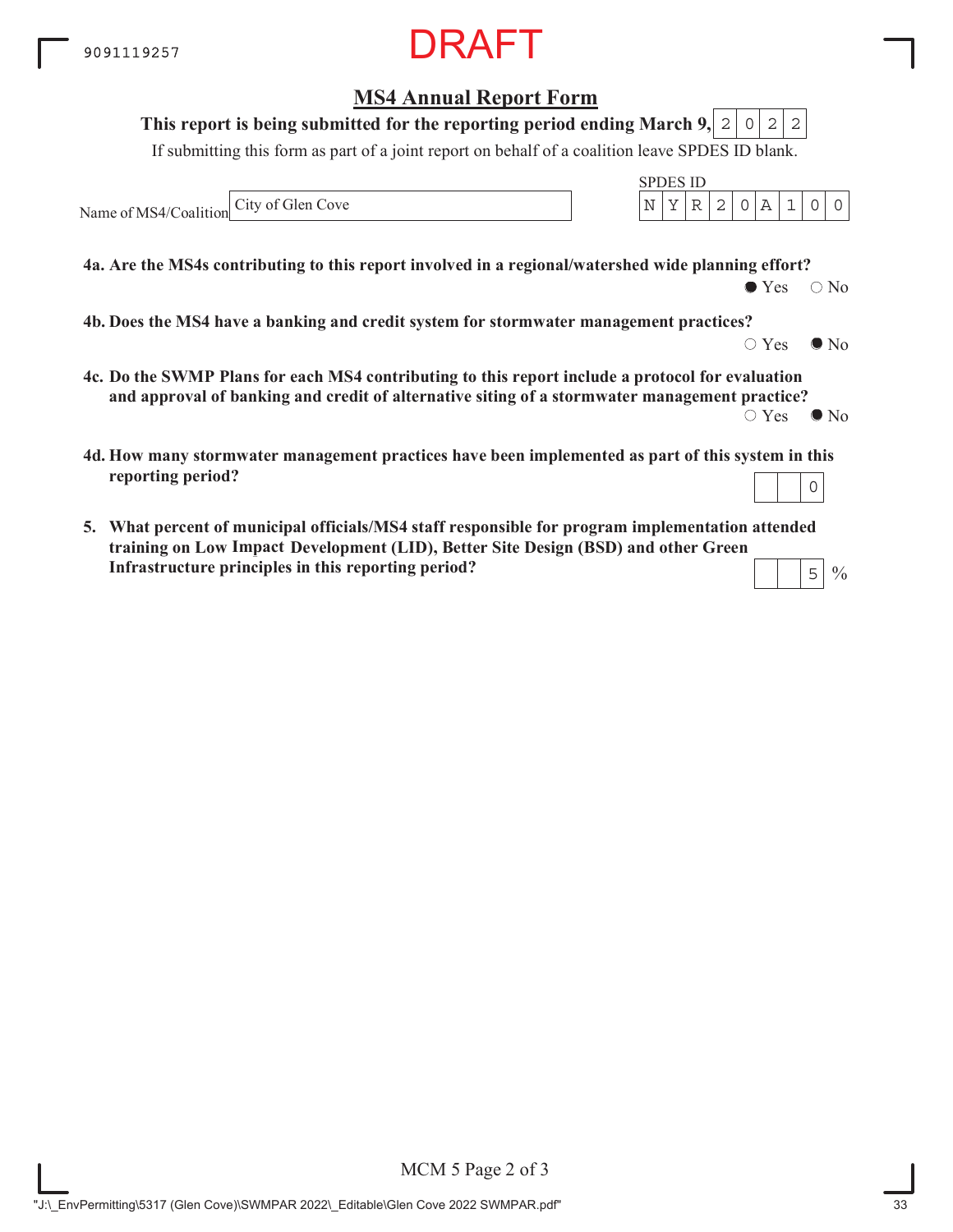9091119257

DRAFT

## MS4 Annual Report Form

**This report is being submitted for the reporting period ending March 9, 2022**

If submitting this form as part of a joint report on behalf of a coalition leave SPDES ID blank.

Name of MS4/Coalition: City of Glen Cove

SPDES ID: NYR20A100

**4a. Are the MS4s contributing to this report involved in a regional/watershed wide planning effort?**

● Yes ○ No

**4b. Does the MS4 have a banking and credit system for stormwater management practices?**

○ Yes ● No

**4c. Do the SWMP Plans for each MS4 contributing to this report include a protocol for evaluation and approval of banking and credit of alternative siting of a stormwater management practice?**

○ Yes ● No

**4d. How many stormwater management practices have been implemented as part of this system in this reporting period?**

0

**5. What percent of municipal officials/MS4 staff responsible for program implementation attended training on Low Impact Development (LID), Better Site Design (BSD) and other Green Infrastructure principles in this reporting period?**

5 %

MCM 5 Page 2 of 3

"J:\_EnvPermitting\5317 (Glen Cove)\SWMPAR 2022\_Editable\Glen Cove 2022 SWMPAR.pdf"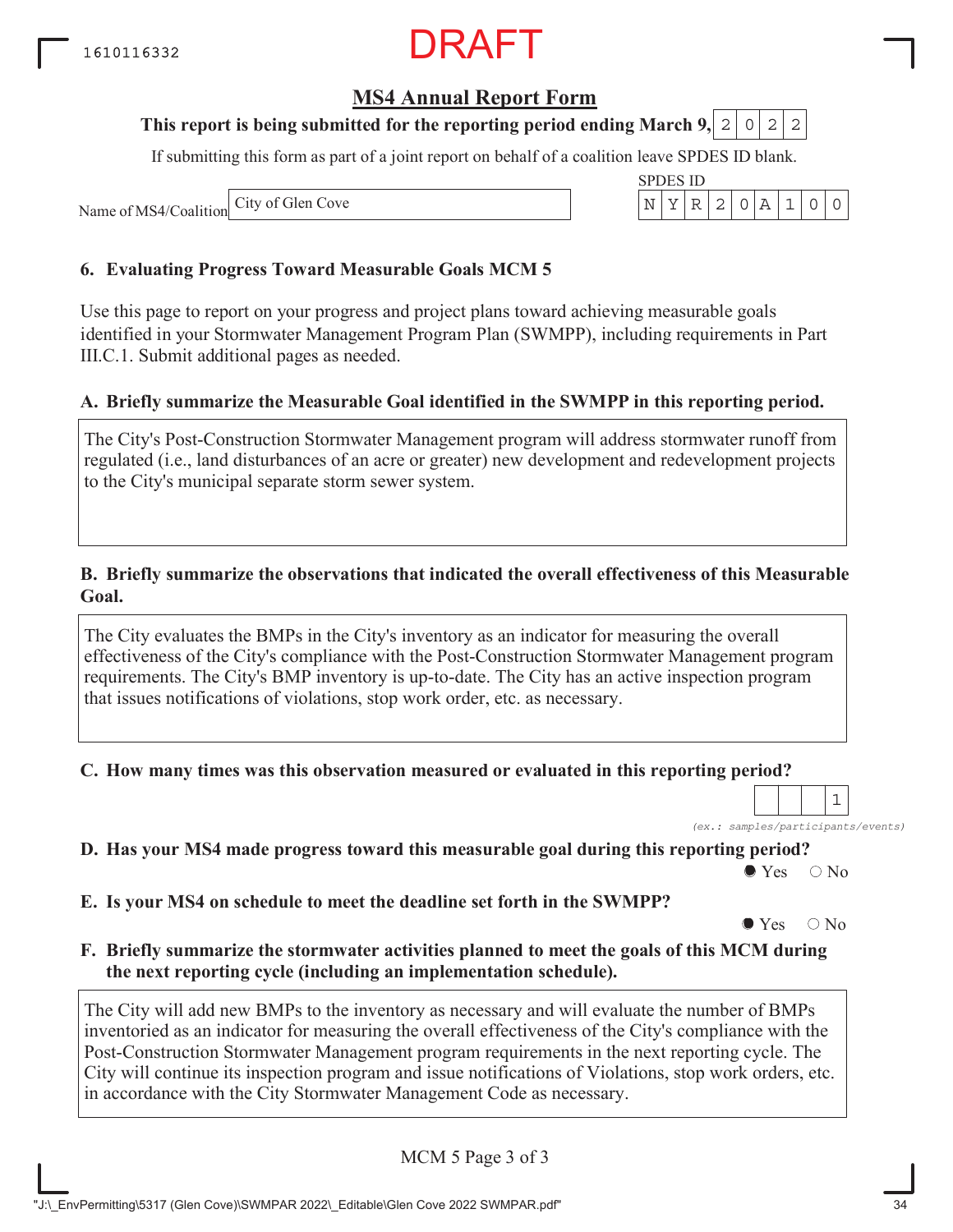DRAFT

## MS4 Annual Report Form

**This report is being submitted for the reporting period ending March 9, 2022**

If submitting this form as part of a joint report on behalf of a coalition leave SPDES ID blank.

Name of MS4/Coalition: City of Glen Cove

SPDES ID: NYR20A100

### 6. Evaluating Progress Toward Measurable Goals MCM 5

Use this page to report on your progress and project plans toward achieving measurable goals identified in your Stormwater Management Program Plan (SWMPP), including requirements in Part III.C.1. Submit additional pages as needed.

**A. Briefly summarize the Measurable Goal identified in the SWMPP in this reporting period.**

The City's Post-Construction Stormwater Management program will address stormwater runoff from regulated (i.e., land disturbances of an acre or greater) new development and redevelopment projects to the City's municipal separate storm sewer system.

**B. Briefly summarize the observations that indicated the overall effectiveness of this Measurable Goal.**

The City evaluates the BMPs in the City's inventory as an indicator for measuring the overall effectiveness of the City's compliance with the Post-Construction Stormwater Management program requirements. The City's BMP inventory is up-to-date. The City has an active inspection program that issues notifications of violations, stop work order, etc. as necessary.

**C. How many times was this observation measured or evaluated in this reporting period?**

1

*(ex.: samples/participants/events)*

**D. Has your MS4 made progress toward this measurable goal during this reporting period?**

● Yes ○ No

**E. Is your MS4 on schedule to meet the deadline set forth in the SWMPP?**

● Yes ○ No

**F. Briefly summarize the stormwater activities planned to meet the goals of this MCM during the next reporting cycle (including an implementation schedule).**

The City will add new BMPs to the inventory as necessary and will evaluate the number of BMPs inventoried as an indicator for measuring the overall effectiveness of the City's compliance with the Post-Construction Stormwater Management program requirements in the next reporting cycle. The City will continue its inspection program and issue notifications of Violations, stop work orders, etc. in accordance with the City Stormwater Management Code as necessary.

MCM 5 Page 3 of 3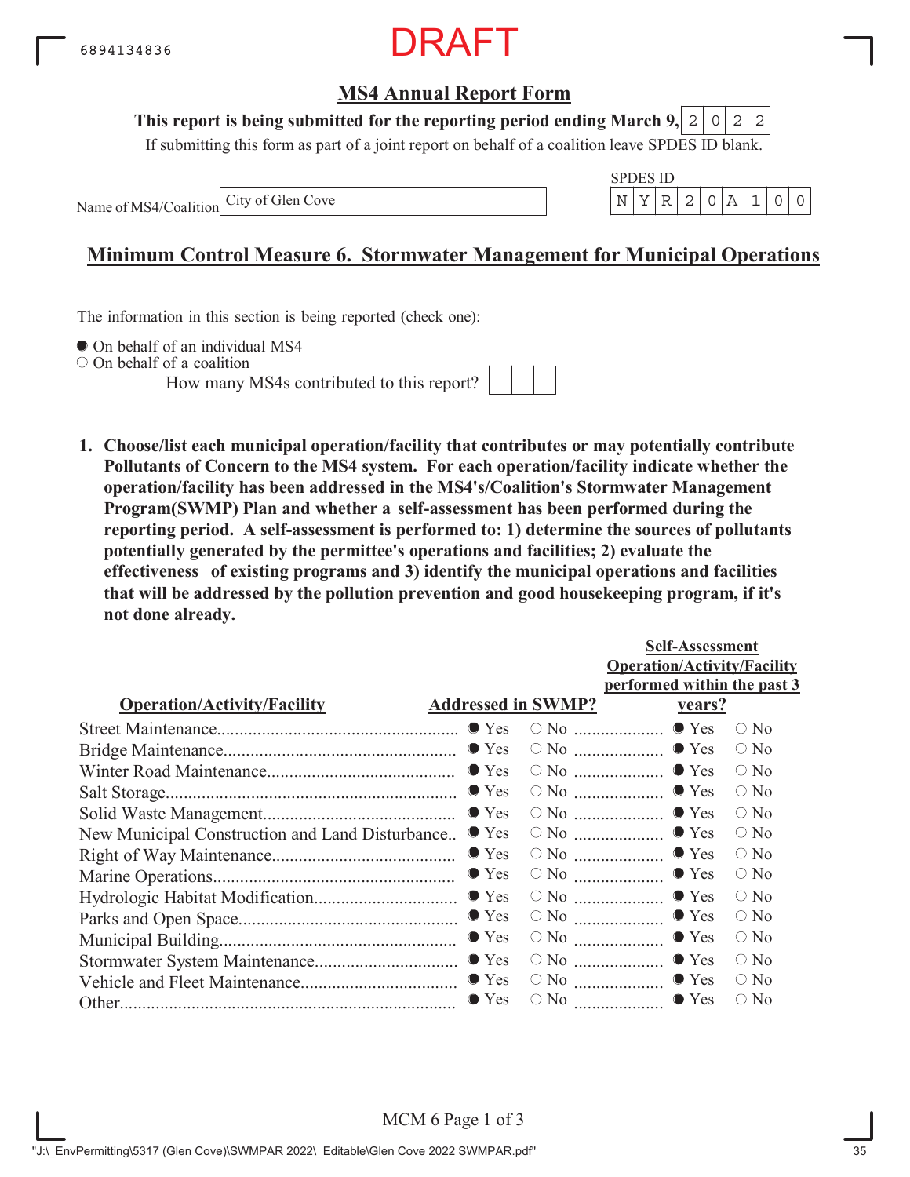6894134836

DRAFT

## MS4 Annual Report Form

**This report is being submitted for the reporting period ending March 9, 2022**

If submitting this form as part of a joint report on behalf of a coalition leave SPDES ID blank.

Name of MS4/Coalition: City of Glen Cove

SPDES ID: NYR20A100

## Minimum Control Measure 6. Stormwater Management for Municipal Operations

The information in this section is being reported (check one):

- ● On behalf of an individual MS4
- ○ On behalf of a coalition

How many MS4s contributed to this report? [ ]

**1. Choose/list each municipal operation/facility that contributes or may potentially contribute Pollutants of Concern to the MS4 system. For each operation/facility indicate whether the operation/facility has been addressed in the MS4's/Coalition's Stormwater Management Program(SWMP) Plan and whether a self-assessment has been performed during the reporting period. A self-assessment is performed to: 1) determine the sources of pollutants potentially generated by the permittee's operations and facilities; 2) evaluate the effectiveness of existing programs and 3) identify the municipal operations and facilities that will be addressed by the pollution prevention and good housekeeping program, if it's not done already.**

| Operation/Activity/Facility | Addressed in SWMP? | Self-Assessment Operation/Activity/Facility performed within the past 3 years? |
|---|---|---|
| Street Maintenance | ● Yes ○ No | ● Yes ○ No |
| Bridge Maintenance | ● Yes ○ No | ● Yes ○ No |
| Winter Road Maintenance | ● Yes ○ No | ● Yes ○ No |
| Salt Storage | ● Yes ○ No | ● Yes ○ No |
| Solid Waste Management | ● Yes ○ No | ● Yes ○ No |
| New Municipal Construction and Land Disturbance | ● Yes ○ No | ● Yes ○ No |
| Right of Way Maintenance | ● Yes ○ No | ● Yes ○ No |
| Marine Operations | ● Yes ○ No | ● Yes ○ No |
| Hydrologic Habitat Modification | ● Yes ○ No | ● Yes ○ No |
| Parks and Open Space | ● Yes ○ No | ● Yes ○ No |
| Municipal Building | ● Yes ○ No | ● Yes ○ No |
| Stormwater System Maintenance | ● Yes ○ No | ● Yes ○ No |
| Vehicle and Fleet Maintenance | ● Yes ○ No | ● Yes ○ No |
| Other | ● Yes ○ No | ● Yes ○ No |

"J:\_EnvPermitting\5317 (Glen Cove)\SWMPAR 2022\_Editable\Glen Cove 2022 SWMPAR.pdf"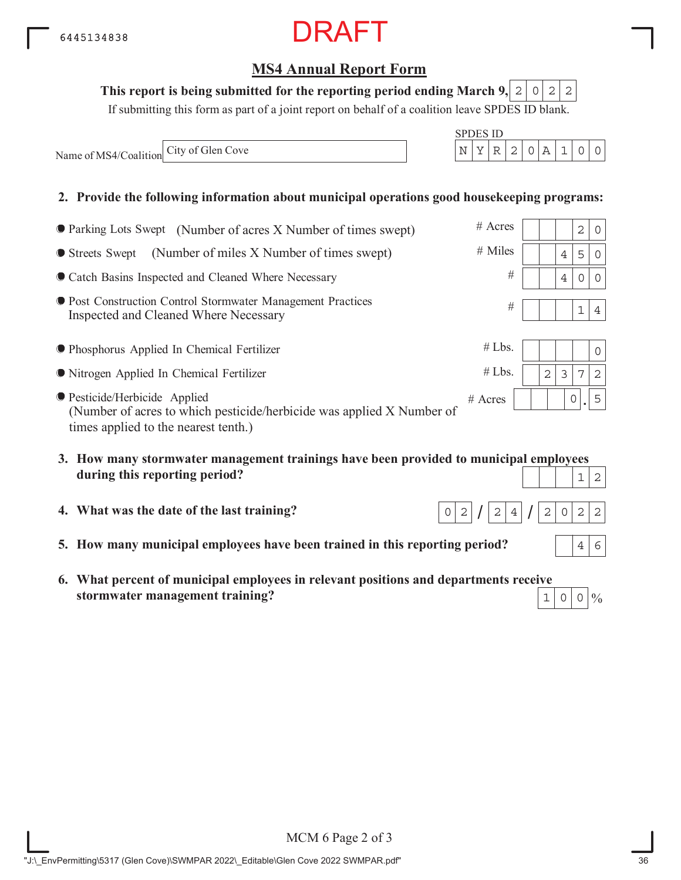6445134838

DRAFT

## MS4 Annual Report Form

**This report is being submitted for the reporting period ending March 9, 2022**

If submitting this form as part of a joint report on behalf of a coalition leave SPDES ID blank.

Name of MS4/Coalition: City of Glen Cove

SPDES ID: NYR20A100

**2. Provide the following information about municipal operations good housekeeping programs:**

| Item | Unit | Value |
|---|---|---|
| Parking Lots Swept (Number of acres X Number of times swept) | # Acres | 20 |
| Streets Swept (Number of miles X Number of times swept) | # Miles | 450 |
| Catch Basins Inspected and Cleaned Where Necessary | # | 400 |
| Post Construction Control Stormwater Management Practices Inspected and Cleaned Where Necessary | # | 14 |
| Phosphorus Applied In Chemical Fertilizer | # Lbs. | 0 |
| Nitrogen Applied In Chemical Fertilizer | # Lbs. | 2372 |
| Pesticide/Herbicide Applied (Number of acres to which pesticide/herbicide was applied X Number of times applied to the nearest tenth.) | # Acres | 0.5 |

**3. How many stormwater management trainings have been provided to municipal employees during this reporting period?** 12

**4. What was the date of the last training?** 02/24/2022

**5. How many municipal employees have been trained in this reporting period?** 46

**6. What percent of municipal employees in relevant positions and departments receive stormwater management training?** 100%

MCM 6 Page 2 of 3

"J:\_EnvPermitting\5317 (Glen Cove)\SWMPAR 2022\_Editable\Glen Cove 2022 SWMPAR.pdf"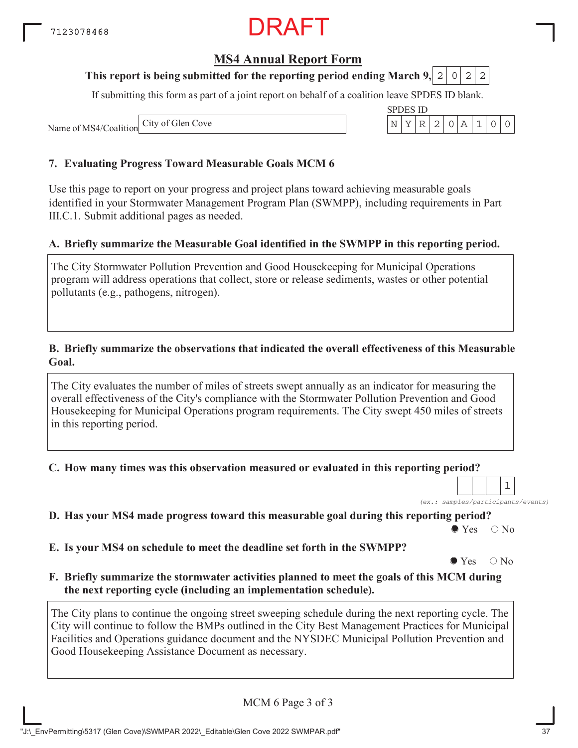7123078468

DRAFT

## MS4 Annual Report Form

**This report is being submitted for the reporting period ending March 9, 2022**

If submitting this form as part of a joint report on behalf of a coalition leave SPDES ID blank.

Name of MS4/Coalition: City of Glen Cove

SPDES ID: NYR20A100

### 7. Evaluating Progress Toward Measurable Goals MCM 6

Use this page to report on your progress and project plans toward achieving measurable goals identified in your Stormwater Management Program Plan (SWMPP), including requirements in Part III.C.1. Submit additional pages as needed.

**A. Briefly summarize the Measurable Goal identified in the SWMPP in this reporting period.**

The City Stormwater Pollution Prevention and Good Housekeeping for Municipal Operations program will address operations that collect, store or release sediments, wastes or other potential pollutants (e.g., pathogens, nitrogen).

**B. Briefly summarize the observations that indicated the overall effectiveness of this Measurable Goal.**

The City evaluates the number of miles of streets swept annually as an indicator for measuring the overall effectiveness of the City's compliance with the Stormwater Pollution Prevention and Good Housekeeping for Municipal Operations program requirements. The City swept 450 miles of streets in this reporting period.

**C. How many times was this observation measured or evaluated in this reporting period?**

1

*(ex.: samples/participants/events)*

**D. Has your MS4 made progress toward this measurable goal during this reporting period?**

● Yes ○ No

**E. Is your MS4 on schedule to meet the deadline set forth in the SWMPP?**

● Yes ○ No

**F. Briefly summarize the stormwater activities planned to meet the goals of this MCM during the next reporting cycle (including an implementation schedule).**

The City plans to continue the ongoing street sweeping schedule during the next reporting cycle. The City will continue to follow the BMPs outlined in the City Best Management Practices for Municipal Facilities and Operations guidance document and the NYSDEC Municipal Pollution Prevention and Good Housekeeping Assistance Document as necessary.